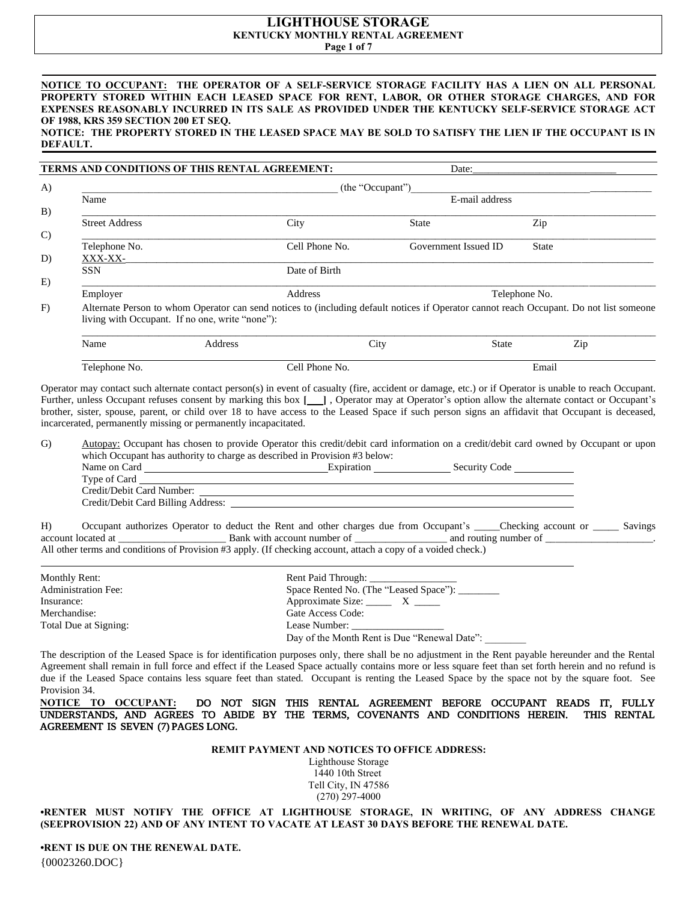# LIGHTHOUSE STORAGE

**KENTUCKY MONTHLY RENTAL AGREEMENT**

**NOTICE TO OCCUPANT: THE OPERATOR OF A SELF-SERVICE STORAGE FACILITY HAS A LIEN ON ALL PERSONAL PROPERTY STORED WITHIN EACH LEASED SPACE FOR RENT, LABOR, OR OTHER STORAGE CHARGES, AND FOR EXPENSES REASONABLY INCURRED IN ITS SALE AS PROVIDED UNDER THE KENTUCKY SELF-SERVICE STORAGE ACT OF 1988, KRS 359 SECTION 200 ET SEQ.**

**NOTICE: THE PROPERTY STORED IN THE LEASED SPACE MAY BE SOLD TO SATISFY THE LIEN IF THE OCCUPANT IS IN DEFAULT.**

**TERMS AND CONDITIONS OF THIS RENTAL AGREEMENT:** Date:____________________________

A) ________________________________________________ (the "Occupant")________________________________________
Name E-mail address

B) ______________________________________________________________________________________________
Street Address City State Zip

C) ______________________________________________________________________________________________
Telephone No. Cell Phone No. Government Issued ID State

D) XXX-XX-_________________________________________________________________________________________
SSN Date of Birth

E) ______________________________________________________________________________________________
Employer Address Telephone No.

F) Alternate Person to whom Operator can send notices to (including default notices if Operator cannot reach Occupant. Do not list someone living with Occupant. If no one, write "none"):

______________________________________________________________________________________________
Name Address City State Zip

______________________________________________________________________________________________
Telephone No. Cell Phone No. Email

Operator may contact such alternate contact person(s) in event of casualty (fire, accident or damage, etc.) or if Operator is unable to reach Occupant. Further, unless Occupant refuses consent by marking this box **[___]** , Operator may at Operator's option allow the alternate contact or Occupant's brother, sister, spouse, parent, or child over 18 to have access to the Leased Space if such person signs an affidavit that Occupant is deceased, incarcerated, permanently missing or permanently incapacitated.

G) Autopay: Occupant has chosen to provide Operator this credit/debit card information on a credit/debit card owned by Occupant or upon which Occupant has authority to charge as described in Provision #3 below:
Name on Card ______________________ Expiration ______________ Security Code ___________
Type of Card ______________________________________________________________
Credit/Debit Card Number: ___________________________________________________
Credit/Debit Card Billing Address: ____________________________________________

H) Occupant authorizes Operator to deduct the Rent and other charges due from Occupant's _____Checking account or _____ Savings account located at ____________________ Bank with account number of _________________ and routing number of ____________________. All other terms and conditions of Provision #3 apply. (If checking account, attach a copy of a voided check.)

| | |
|---|---|
| Monthly Rent: | Rent Paid Through: _________________ |
| Administration Fee: | Space Rented No. (The "Leased Space"): ________ |
| Insurance: | Approximate Size: _____ X _____ |
| Merchandise: | Gate Access Code: |
| Total Due at Signing: | Lease Number: _________________ |
| | Day of the Month Rent is Due "Renewal Date": ________ |

The description of the Leased Space is for identification purposes only, there shall be no adjustment in the Rent payable hereunder and the Rental Agreement shall remain in full force and effect if the Leased Space actually contains more or less square feet than set forth herein and no refund is due if the Leased Space contains less square feet than stated. Occupant is renting the Leased Space by the space not by the square foot. See Provision 34.

**NOTICE TO OCCUPANT: DO NOT SIGN THIS RENTAL AGREEMENT BEFORE OCCUPANT READS IT, FULLY UNDERSTANDS, AND AGREES TO ABIDE BY THE TERMS, COVENANTS AND CONDITIONS HEREIN. THIS RENTAL AGREEMENT IS SEVEN (7) PAGES LONG.**

**REMIT PAYMENT AND NOTICES TO OFFICE ADDRESS:**

Lighthouse Storage
1440 10th Street
Tell City, IN 47586
(270) 297-4000

**•RENTER MUST NOTIFY THE OFFICE AT LIGHTHOUSE STORAGE, IN WRITING, OF ANY ADDRESS CHANGE (SEEPROVISION 22) AND OF ANY INTENT TO VACATE AT LEAST 30 DAYS BEFORE THE RENEWAL DATE.**

**•RENT IS DUE ON THE RENEWAL DATE.**

{00023260.DOC}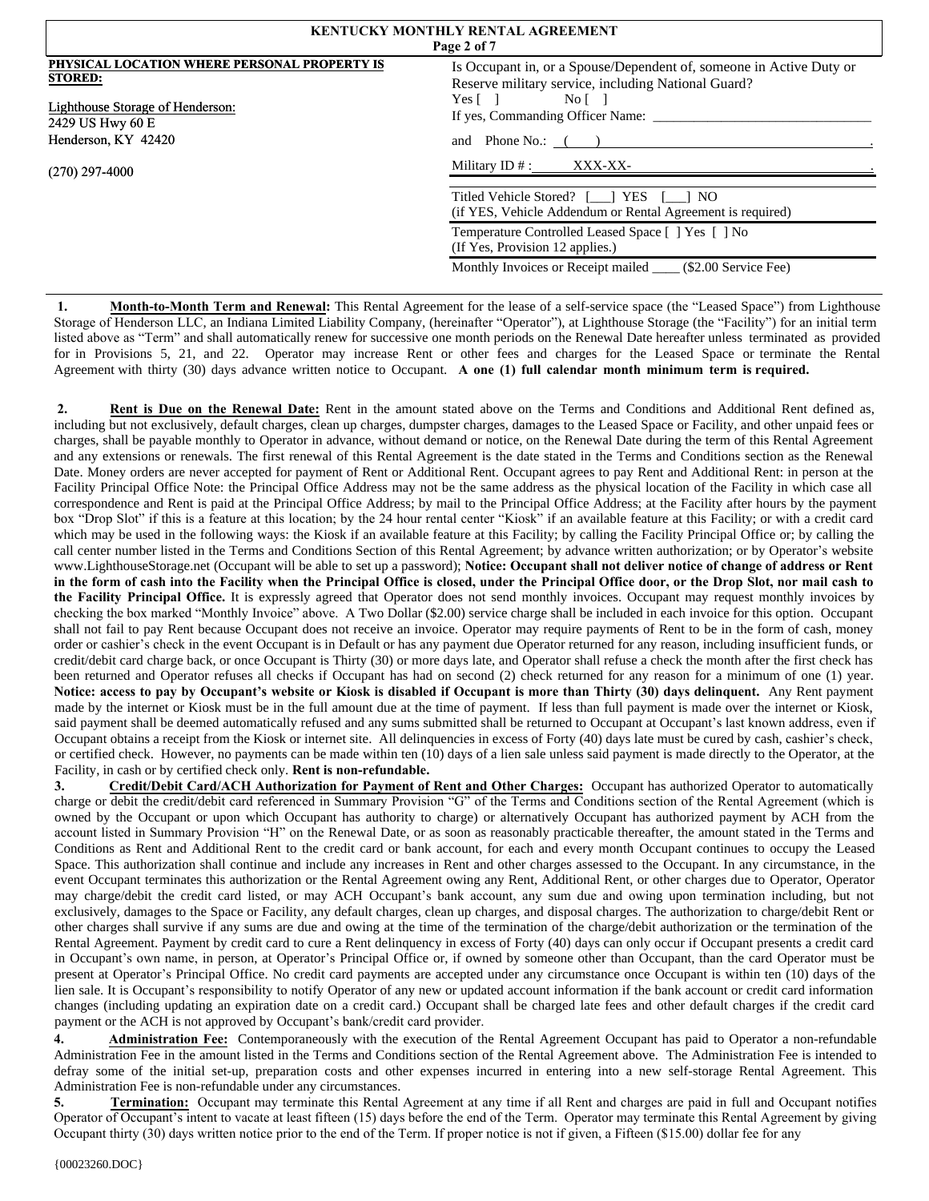**KENTUCKY MONTHLY RENTAL AGREEMENT**

| **PHYSICAL LOCATION WHERE PERSONAL PROPERTY IS STORED:** | Is Occupant in, or a Spouse/Dependent of, someone in Active Duty or Reserve military service, including National Guard? Yes [ ] No [ ] If yes, Commanding Officer Name: _______________ and Phone No.: ( ) Military ID # : XXX-XX- |
| --- | --- |
| Lighthouse Storage of Henderson: 2429 US Hwy 60 E Henderson, KY 42420 (270) 297-4000 | Titled Vehicle Stored? [___] YES [___] NO (if YES, Vehicle Addendum or Rental Agreement is required) |
| | Temperature Controlled Leased Space [ ] Yes [ ] No (If Yes, Provision 12 applies.) |
| | Monthly Invoices or Receipt mailed ____ ($2.00 Service Fee) |

**1. Month-to-Month Term and Renewal:** This Rental Agreement for the lease of a self-service space (the "Leased Space") from Lighthouse Storage of Henderson LLC, an Indiana Limited Liability Company, (hereinafter "Operator"), at Lighthouse Storage (the "Facility") for an initial term listed above as "Term" and shall automatically renew for successive one month periods on the Renewal Date hereafter unless terminated as provided for in Provisions 5, 21, and 22. Operator may increase Rent or other fees and charges for the Leased Space or terminate the Rental Agreement with thirty (30) days advance written notice to Occupant. **A one (1) full calendar month minimum term is required.**

**2. Rent is Due on the Renewal Date:** Rent in the amount stated above on the Terms and Conditions and Additional Rent defined as, including but not exclusively, default charges, clean up charges, dumpster charges, damages to the Leased Space or Facility, and other unpaid fees or charges, shall be payable monthly to Operator in advance, without demand or notice, on the Renewal Date during the term of this Rental Agreement and any extensions or renewals. The first renewal of this Rental Agreement is the date stated in the Terms and Conditions section as the Renewal Date. Money orders are never accepted for payment of Rent or Additional Rent. Occupant agrees to pay Rent and Additional Rent: in person at the Facility Principal Office Note: the Principal Office Address may not be the same address as the physical location of the Facility in which case all correspondence and Rent is paid at the Principal Office Address; by mail to the Principal Office Address; at the Facility after hours by the payment box "Drop Slot" if this is a feature at this location; by the 24 hour rental center "Kiosk" if an available feature at this Facility; or with a credit card which may be used in the following ways: the Kiosk if an available feature at this Facility; by calling the Facility Principal Office or; by calling the call center number listed in the Terms and Conditions Section of this Rental Agreement; by advance written authorization; or by Operator's website www.LighthouseStorage.net (Occupant will be able to set up a password); **Notice: Occupant shall not deliver notice of change of address or Rent in the form of cash into the Facility when the Principal Office is closed, under the Principal Office door, or the Drop Slot, nor mail cash to the Facility Principal Office.** It is expressly agreed that Operator does not send monthly invoices. Occupant may request monthly invoices by checking the box marked "Monthly Invoice" above. A Two Dollar ($2.00) service charge shall be included in each invoice for this option. Occupant shall not fail to pay Rent because Occupant does not receive an invoice. Operator may require payments of Rent to be in the form of cash, money order or cashier's check in the event Occupant is in Default or has any payment due Operator returned for any reason, including insufficient funds, or credit/debit card charge back, or once Occupant is Thirty (30) or more days late, and Operator shall refuse a check the month after the first check has been returned and Operator refuses all checks if Occupant has had on second (2) check returned for any reason for a minimum of one (1) year. **Notice: access to pay by Occupant's website or Kiosk is disabled if Occupant is more than Thirty (30) days delinquent.** Any Rent payment made by the internet or Kiosk must be in the full amount due at the time of payment. If less than full payment is made over the internet or Kiosk, said payment shall be deemed automatically refused and any sums submitted shall be returned to Occupant at Occupant's last known address, even if Occupant obtains a receipt from the Kiosk or internet site. All delinquencies in excess of Forty (40) days late must be cured by cash, cashier's check, or certified check. However, no payments can be made within ten (10) days of a lien sale unless said payment is made directly to the Operator, at the Facility, in cash or by certified check only. **Rent is non-refundable.**

**3. Credit/Debit Card/ACH Authorization for Payment of Rent and Other Charges:** Occupant has authorized Operator to automatically charge or debit the credit/debit card referenced in Summary Provision "G" of the Terms and Conditions section of the Rental Agreement (which is owned by the Occupant or upon which Occupant has authority to charge) or alternatively Occupant has authorized payment by ACH from the account listed in Summary Provision "H" on the Renewal Date, or as soon as reasonably practicable thereafter, the amount stated in the Terms and Conditions as Rent and Additional Rent to the credit card or bank account, for each and every month Occupant continues to occupy the Leased Space. This authorization shall continue and include any increases in Rent and other charges assessed to the Occupant. In any circumstance, in the event Occupant terminates this authorization or the Rental Agreement owing any Rent, Additional Rent, or other charges due to Operator, Operator may charge/debit the credit card listed, or may ACH Occupant's bank account, any sum due and owing upon termination including, but not exclusively, damages to the Space or Facility, any default charges, clean up charges, and disposal charges. The authorization to charge/debit Rent or other charges shall survive if any sums are due and owing at the time of the termination of the charge/debit authorization or the termination of the Rental Agreement. Payment by credit card to cure a Rent delinquency in excess of Forty (40) days can only occur if Occupant presents a credit card in Occupant's own name, in person, at Operator's Principal Office or, if owned by someone other than Occupant, than the card Operator must be present at Operator's Principal Office. No credit card payments are accepted under any circumstance once Occupant is within ten (10) days of the lien sale. It is Occupant's responsibility to notify Operator of any new or updated account information if the bank account or credit card information changes (including updating an expiration date on a credit card.) Occupant shall be charged late fees and other default charges if the credit card payment or the ACH is not approved by Occupant's bank/credit card provider.

**4. Administration Fee:** Contemporaneously with the execution of the Rental Agreement Occupant has paid to Operator a non-refundable Administration Fee in the amount listed in the Terms and Conditions section of the Rental Agreement above. The Administration Fee is intended to defray some of the initial set-up, preparation costs and other expenses incurred in entering into a new self-storage Rental Agreement. This Administration Fee is non-refundable under any circumstances.

**5. Termination:** Occupant may terminate this Rental Agreement at any time if all Rent and charges are paid in full and Occupant notifies Operator of Occupant's intent to vacate at least fifteen (15) days before the end of the Term. Operator may terminate this Rental Agreement by giving Occupant thirty (30) days written notice prior to the end of the Term. If proper notice is not if given, a Fifteen ($15.00) dollar fee for any

{00023260.DOC}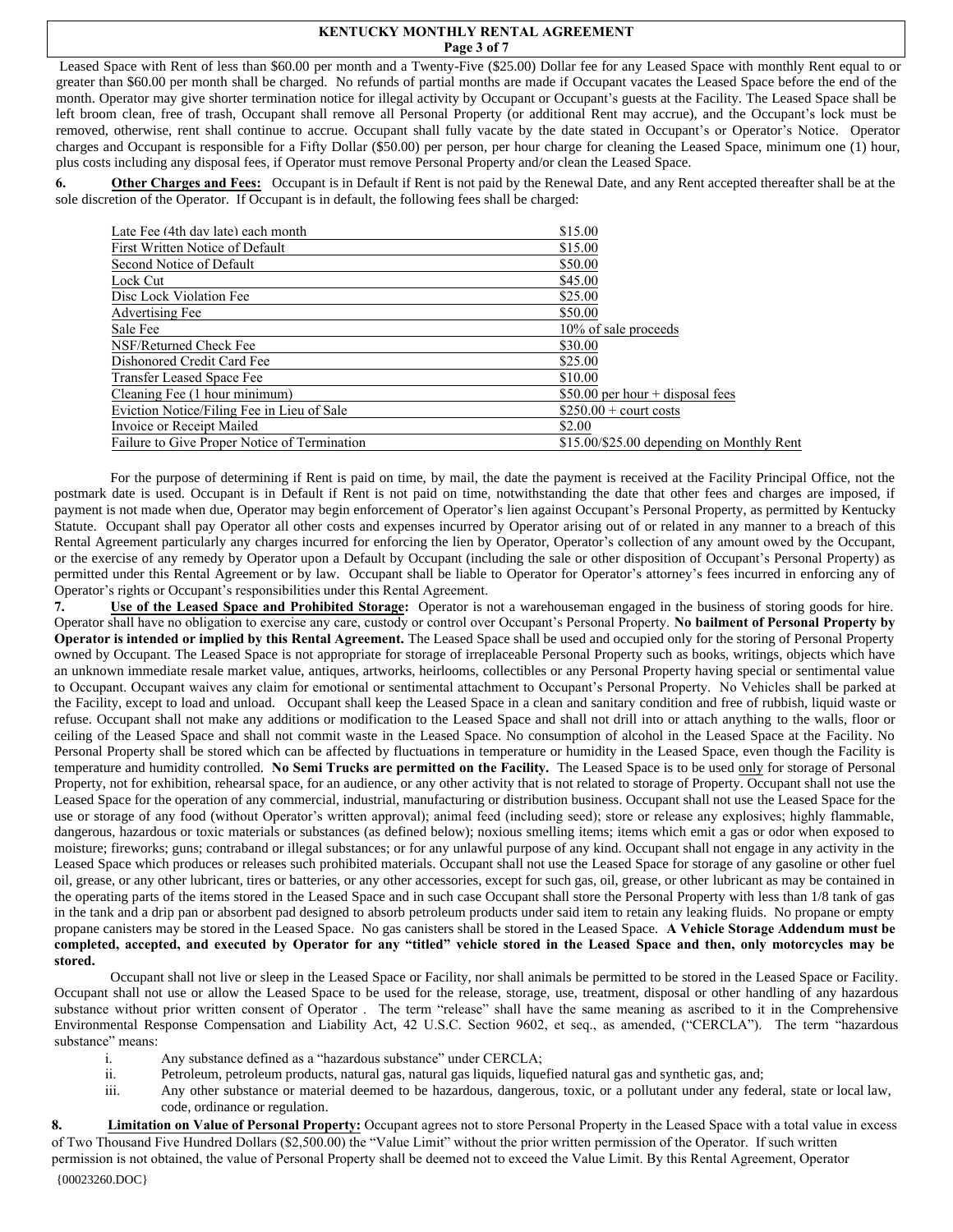Leased Space with Rent of less than $60.00 per month and a Twenty-Five ($25.00) Dollar fee for any Leased Space with monthly Rent equal to or greater than $60.00 per month shall be charged. No refunds of partial months are made if Occupant vacates the Leased Space before the end of the month. Operator may give shorter termination notice for illegal activity by Occupant or Occupant's guests at the Facility. The Leased Space shall be left broom clean, free of trash, Occupant shall remove all Personal Property (or additional Rent may accrue), and the Occupant's lock must be removed, otherwise, rent shall continue to accrue. Occupant shall fully vacate by the date stated in Occupant's or Operator's Notice. Operator charges and Occupant is responsible for a Fifty Dollar ($50.00) per person, per hour charge for cleaning the Leased Space, minimum one (1) hour, plus costs including any disposal fees, if Operator must remove Personal Property and/or clean the Leased Space.

**6. Other Charges and Fees:** Occupant is in Default if Rent is not paid by the Renewal Date, and any Rent accepted thereafter shall be at the sole discretion of the Operator. If Occupant is in default, the following fees shall be charged:

| Fee | Amount |
| --- | --- |
| Late Fee (4th day late) each month | $15.00 |
| First Written Notice of Default | $15.00 |
| Second Notice of Default | $50.00 |
| Lock Cut | $45.00 |
| Disc Lock Violation Fee | $25.00 |
| Advertising Fee | $50.00 |
| Sale Fee | 10% of sale proceeds |
| NSF/Returned Check Fee | $30.00 |
| Dishonored Credit Card Fee | $25.00 |
| Transfer Leased Space Fee | $10.00 |
| Cleaning Fee (1 hour minimum) | $50.00 per hour + disposal fees |
| Eviction Notice/Filing Fee in Lieu of Sale | $250.00 + court costs |
| Invoice or Receipt Mailed | $2.00 |
| Failure to Give Proper Notice of Termination | $15.00/$25.00 depending on Monthly Rent |

For the purpose of determining if Rent is paid on time, by mail, the date the payment is received at the Facility Principal Office, not the postmark date is used. Occupant is in Default if Rent is not paid on time, notwithstanding the date that other fees and charges are imposed, if payment is not made when due, Operator may begin enforcement of Operator's lien against Occupant's Personal Property, as permitted by Kentucky Statute. Occupant shall pay Operator all other costs and expenses incurred by Operator arising out of or related in any manner to a breach of this Rental Agreement particularly any charges incurred for enforcing the lien by Operator, Operator's collection of any amount owed by the Occupant, or the exercise of any remedy by Operator upon a Default by Occupant (including the sale or other disposition of Occupant's Personal Property) as permitted under this Rental Agreement or by law. Occupant shall be liable to Operator for Operator's attorney's fees incurred in enforcing any of Operator's rights or Occupant's responsibilities under this Rental Agreement.

**7. Use of the Leased Space and Prohibited Storage:** Operator is not a warehouseman engaged in the business of storing goods for hire. Operator shall have no obligation to exercise any care, custody or control over Occupant's Personal Property. **No bailment of Personal Property by Operator is intended or implied by this Rental Agreement.** The Leased Space shall be used and occupied only for the storing of Personal Property owned by Occupant. The Leased Space is not appropriate for storage of irreplaceable Personal Property such as books, writings, objects which have an unknown immediate resale market value, antiques, artworks, heirlooms, collectibles or any Personal Property having special or sentimental value to Occupant. Occupant waives any claim for emotional or sentimental attachment to Occupant's Personal Property. No Vehicles shall be parked at the Facility, except to load and unload. Occupant shall keep the Leased Space in a clean and sanitary condition and free of rubbish, liquid waste or refuse. Occupant shall not make any additions or modification to the Leased Space and shall not drill into or attach anything to the walls, floor or ceiling of the Leased Space and shall not commit waste in the Leased Space. No consumption of alcohol in the Leased Space at the Facility. No Personal Property shall be stored which can be affected by fluctuations in temperature or humidity in the Leased Space, even though the Facility is temperature and humidity controlled. **No Semi Trucks are permitted on the Facility.** The Leased Space is to be used only for storage of Personal Property, not for exhibition, rehearsal space, for an audience, or any other activity that is not related to storage of Property. Occupant shall not use the Leased Space for the operation of any commercial, industrial, manufacturing or distribution business. Occupant shall not use the Leased Space for the use or storage of any food (without Operator's written approval); animal feed (including seed); store or release any explosives; highly flammable, dangerous, hazardous or toxic materials or substances (as defined below); noxious smelling items; items which emit a gas or odor when exposed to moisture; fireworks; guns; contraband or illegal substances; or for any unlawful purpose of any kind. Occupant shall not engage in any activity in the Leased Space which produces or releases such prohibited materials. Occupant shall not use the Leased Space for storage of any gasoline or other fuel oil, grease, or any other lubricant, tires or batteries, or any other accessories, except for such gas, oil, grease, or other lubricant as may be contained in the operating parts of the items stored in the Leased Space and in such case Occupant shall store the Personal Property with less than 1/8 tank of gas in the tank and a drip pan or absorbent pad designed to absorb petroleum products under said item to retain any leaking fluids. No propane or empty propane canisters may be stored in the Leased Space. No gas canisters shall be stored in the Leased Space. **A Vehicle Storage Addendum must be completed, accepted, and executed by Operator for any "titled" vehicle stored in the Leased Space and then, only motorcycles may be stored.**

Occupant shall not live or sleep in the Leased Space or Facility, nor shall animals be permitted to be stored in the Leased Space or Facility. Occupant shall not use or allow the Leased Space to be used for the release, storage, use, treatment, disposal or other handling of any hazardous substance without prior written consent of Operator . The term "release" shall have the same meaning as ascribed to it in the Comprehensive Environmental Response Compensation and Liability Act, 42 U.S.C. Section 9602, et seq., as amended, ("CERCLA"). The term "hazardous substance" means:

i. Any substance defined as a "hazardous substance" under CERCLA;
ii. Petroleum, petroleum products, natural gas, natural gas liquids, liquefied natural gas and synthetic gas, and;
iii. Any other substance or material deemed to be hazardous, dangerous, toxic, or a pollutant under any federal, state or local law, code, ordinance or regulation.

**8. Limitation on Value of Personal Property:** Occupant agrees not to store Personal Property in the Leased Space with a total value in excess of Two Thousand Five Hundred Dollars ($2,500.00) the "Value Limit" without the prior written permission of the Operator. If such written permission is not obtained, the value of Personal Property shall be deemed not to exceed the Value Limit. By this Rental Agreement, Operator

{00023260.DOC}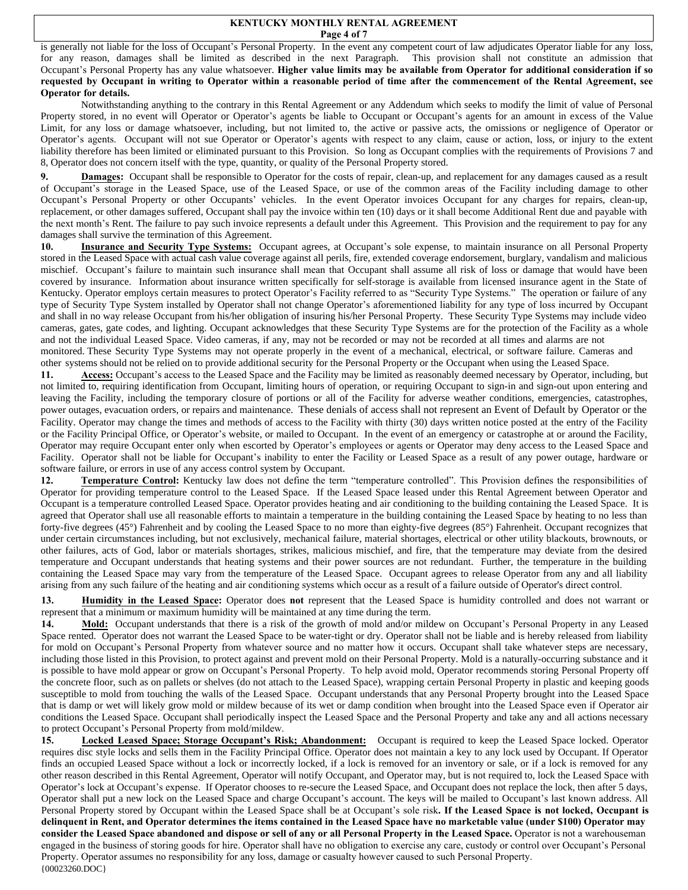is generally not liable for the loss of Occupant's Personal Property. In the event any competent court of law adjudicates Operator liable for any loss, for any reason, damages shall be limited as described in the next Paragraph. This provision shall not constitute an admission that Occupant's Personal Property has any value whatsoever. **Higher value limits may be available from Operator for additional consideration if so requested by Occupant in writing to Operator within a reasonable period of time after the commencement of the Rental Agreement, see Operator for details.**

Notwithstanding anything to the contrary in this Rental Agreement or any Addendum which seeks to modify the limit of value of Personal Property stored, in no event will Operator or Operator's agents be liable to Occupant or Occupant's agents for an amount in excess of the Value Limit, for any loss or damage whatsoever, including, but not limited to, the active or passive acts, the omissions or negligence of Operator or Operator's agents. Occupant will not sue Operator or Operator's agents with respect to any claim, cause or action, loss, or injury to the extent liability therefore has been limited or eliminated pursuant to this Provision. So long as Occupant complies with the requirements of Provisions 7 and 8, Operator does not concern itself with the type, quantity, or quality of the Personal Property stored.

**9. Damages:** Occupant shall be responsible to Operator for the costs of repair, clean-up, and replacement for any damages caused as a result of Occupant's storage in the Leased Space, use of the Leased Space, or use of the common areas of the Facility including damage to other Occupant's Personal Property or other Occupants' vehicles. In the event Operator invoices Occupant for any charges for repairs, clean-up, replacement, or other damages suffered, Occupant shall pay the invoice within ten (10) days or it shall become Additional Rent due and payable with the next month's Rent. The failure to pay such invoice represents a default under this Agreement. This Provision and the requirement to pay for any damages shall survive the termination of this Agreement.

**10. Insurance and Security Type Systems:** Occupant agrees, at Occupant's sole expense, to maintain insurance on all Personal Property stored in the Leased Space with actual cash value coverage against all perils, fire, extended coverage endorsement, burglary, vandalism and malicious mischief. Occupant's failure to maintain such insurance shall mean that Occupant shall assume all risk of loss or damage that would have been covered by insurance. Information about insurance written specifically for self-storage is available from licensed insurance agent in the State of Kentucky. Operator employs certain measures to protect Operator's Facility referred to as "Security Type Systems." The operation or failure of any type of Security Type System installed by Operator shall not change Operator's aforementioned liability for any type of loss incurred by Occupant and shall in no way release Occupant from his/her obligation of insuring his/her Personal Property. These Security Type Systems may include video cameras, gates, gate codes, and lighting. Occupant acknowledges that these Security Type Systems are for the protection of the Facility as a whole and not the individual Leased Space. Video cameras, if any, may not be recorded or may not be recorded at all times and alarms are not monitored. These Security Type Systems may not operate properly in the event of a mechanical, electrical, or software failure. Cameras and other systems should not be relied on to provide additional security for the Personal Property or the Occupant when using the Leased Space.

**11. Access:** Occupant's access to the Leased Space and the Facility may be limited as reasonably deemed necessary by Operator, including, but not limited to, requiring identification from Occupant, limiting hours of operation, or requiring Occupant to sign-in and sign-out upon entering and leaving the Facility, including the temporary closure of portions or all of the Facility for adverse weather conditions, emergencies, catastrophes, power outages, evacuation orders, or repairs and maintenance. These denials of access shall not represent an Event of Default by Operator or the Facility. Operator may change the times and methods of access to the Facility with thirty (30) days written notice posted at the entry of the Facility or the Facility Principal Office, or Operator's website, or mailed to Occupant. In the event of an emergency or catastrophe at or around the Facility, Operator may require Occupant enter only when escorted by Operator's employees or agents or Operator may deny access to the Leased Space and Facility. Operator shall not be liable for Occupant's inability to enter the Facility or Leased Space as a result of any power outage, hardware or software failure, or errors in use of any access control system by Occupant.

**12. Temperature Control:** Kentucky law does not define the term "temperature controlled". This Provision defines the responsibilities of Operator for providing temperature control to the Leased Space. If the Leased Space leased under this Rental Agreement between Operator and Occupant is a temperature controlled Leased Space. Operator provides heating and air conditioning to the building containing the Leased Space. It is agreed that Operator shall use all reasonable efforts to maintain a temperature in the building containing the Leased Space by heating to no less than forty-five degrees (45°) Fahrenheit and by cooling the Leased Space to no more than eighty-five degrees (85°) Fahrenheit. Occupant recognizes that under certain circumstances including, but not exclusively, mechanical failure, material shortages, electrical or other utility blackouts, brownouts, or other failures, acts of God, labor or materials shortages, strikes, malicious mischief, and fire, that the temperature may deviate from the desired temperature and Occupant understands that heating systems and their power sources are not redundant. Further, the temperature in the building containing the Leased Space may vary from the temperature of the Leased Space. Occupant agrees to release Operator from any and all liability arising from any such failure of the heating and air conditioning systems which occur as a result of a failure outside of Operator's direct control.

**13. Humidity in the Leased Space:** Operator does **not** represent that the Leased Space is humidity controlled and does not warrant or represent that a minimum or maximum humidity will be maintained at any time during the term.

**14. Mold:** Occupant understands that there is a risk of the growth of mold and/or mildew on Occupant's Personal Property in any Leased Space rented. Operator does not warrant the Leased Space to be water-tight or dry. Operator shall not be liable and is hereby released from liability for mold on Occupant's Personal Property from whatever source and no matter how it occurs. Occupant shall take whatever steps are necessary, including those listed in this Provision, to protect against and prevent mold on their Personal Property. Mold is a naturally-occurring substance and it is possible to have mold appear or grow on Occupant's Personal Property. To help avoid mold, Operator recommends storing Personal Property off the concrete floor, such as on pallets or shelves (do not attach to the Leased Space), wrapping certain Personal Property in plastic and keeping goods susceptible to mold from touching the walls of the Leased Space. Occupant understands that any Personal Property brought into the Leased Space that is damp or wet will likely grow mold or mildew because of its wet or damp condition when brought into the Leased Space even if Operator air conditions the Leased Space. Occupant shall periodically inspect the Leased Space and the Personal Property and take any and all actions necessary to protect Occupant's Personal Property from mold/mildew.

**15. Locked Leased Space; Storage Occupant's Risk; Abandonment:** Occupant is required to keep the Leased Space locked. Operator requires disc style locks and sells them in the Facility Principal Office. Operator does not maintain a key to any lock used by Occupant. If Operator finds an occupied Leased Space without a lock or incorrectly locked, if a lock is removed for an inventory or sale, or if a lock is removed for any other reason described in this Rental Agreement, Operator will notify Occupant, and Operator may, but is not required to, lock the Leased Space with Operator's lock at Occupant's expense. If Operator chooses to re-secure the Leased Space, and Occupant does not replace the lock, then after 5 days, Operator shall put a new lock on the Leased Space and charge Occupant's account. The keys will be mailed to Occupant's last known address. All Personal Property stored by Occupant within the Leased Space shall be at Occupant's sole risk**. If the Leased Space is not locked, Occupant is delinquent in Rent, and Operator determines the items contained in the Leased Space have no marketable value (under $100) Operator may consider the Leased Space abandoned and dispose or sell of any or all Personal Property in the Leased Space.** Operator is not a warehouseman engaged in the business of storing goods for hire. Operator shall have no obligation to exercise any care, custody or control over Occupant's Personal Property. Operator assumes no responsibility for any loss, damage or casualty however caused to such Personal Property.

{00023260.DOC}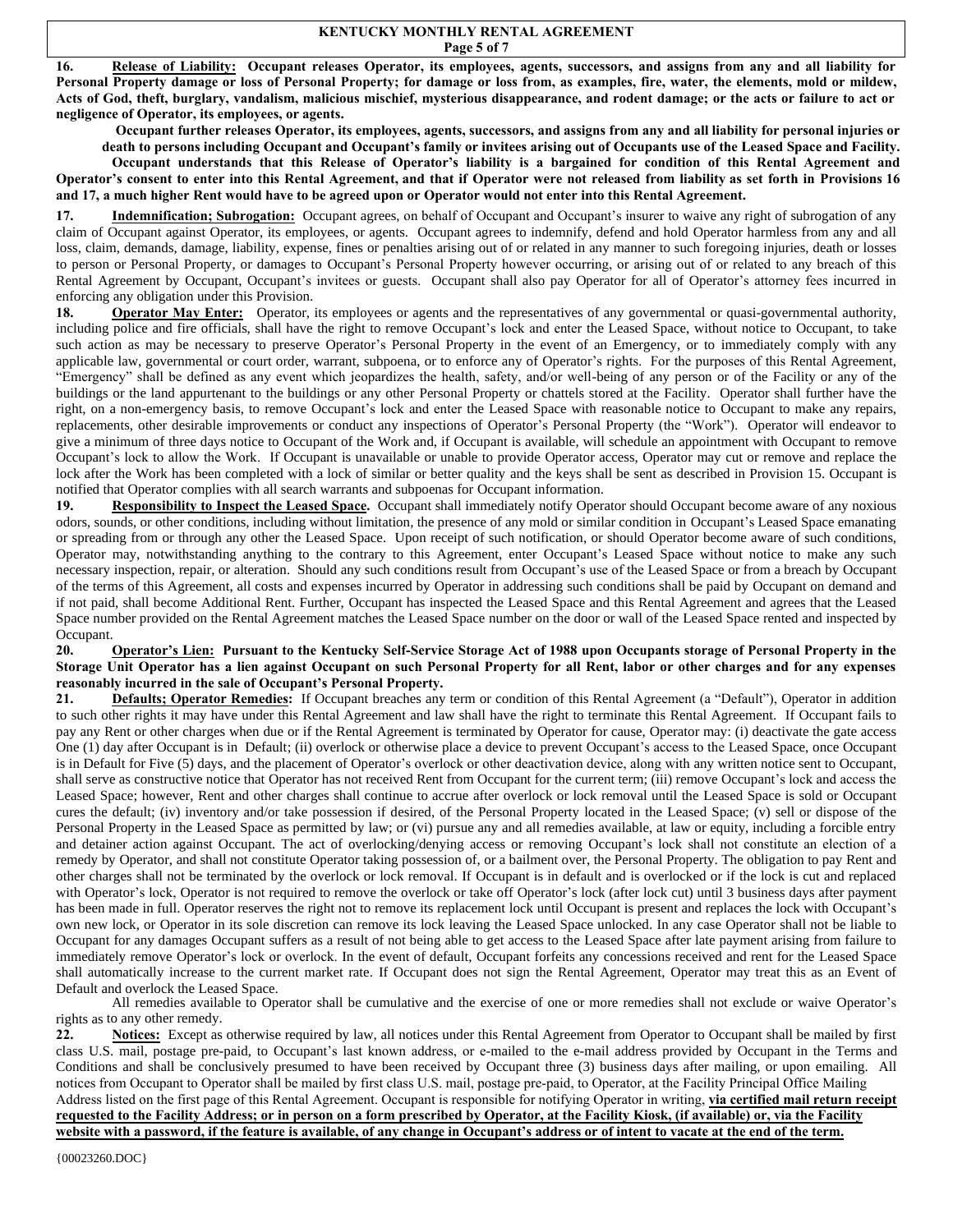**16. <u>Release of Liability:</u> Occupant releases Operator, its employees, agents, successors, and assigns from any and all liability for Personal Property damage or loss of Personal Property; for damage or loss from, as examples, fire, water, the elements, mold or mildew, Acts of God, theft, burglary, vandalism, malicious mischief, mysterious disappearance, and rodent damage; or the acts or failure to act or negligence of Operator, its employees, or agents.**

**Occupant further releases Operator, its employees, agents, successors, and assigns from any and all liability for personal injuries or death to persons including Occupant and Occupant's family or invitees arising out of Occupants use of the Leased Space and Facility.**

**Occupant understands that this Release of Operator's liability is a bargained for condition of this Rental Agreement and Operator's consent to enter into this Rental Agreement, and that if Operator were not released from liability as set forth in Provisions 16 and 17, a much higher Rent would have to be agreed upon or Operator would not enter into this Rental Agreement.**

**17. <u>Indemnification; Subrogation:</u>** Occupant agrees, on behalf of Occupant and Occupant's insurer to waive any right of subrogation of any claim of Occupant against Operator, its employees, or agents. Occupant agrees to indemnify, defend and hold Operator harmless from any and all loss, claim, demands, damage, liability, expense, fines or penalties arising out of or related in any manner to such foregoing injuries, death or losses to person or Personal Property, or damages to Occupant's Personal Property however occurring, or arising out of or related to any breach of this Rental Agreement by Occupant, Occupant's invitees or guests. Occupant shall also pay Operator for all of Operator's attorney fees incurred in enforcing any obligation under this Provision.

**18. <u>Operator May Enter:</u>** Operator, its employees or agents and the representatives of any governmental or quasi-governmental authority, including police and fire officials, shall have the right to remove Occupant's lock and enter the Leased Space, without notice to Occupant, to take such action as may be necessary to preserve Operator's Personal Property in the event of an Emergency, or to immediately comply with any applicable law, governmental or court order, warrant, subpoena, or to enforce any of Operator's rights. For the purposes of this Rental Agreement, "Emergency" shall be defined as any event which jeopardizes the health, safety, and/or well-being of any person or of the Facility or any of the buildings or the land appurtenant to the buildings or any other Personal Property or chattels stored at the Facility. Operator shall further have the right, on a non-emergency basis, to remove Occupant's lock and enter the Leased Space with reasonable notice to Occupant to make any repairs, replacements, other desirable improvements or conduct any inspections of Operator's Personal Property (the "Work"). Operator will endeavor to give a minimum of three days notice to Occupant of the Work and, if Occupant is available, will schedule an appointment with Occupant to remove Occupant's lock to allow the Work. If Occupant is unavailable or unable to provide Operator access, Operator may cut or remove and replace the lock after the Work has been completed with a lock of similar or better quality and the keys shall be sent as described in Provision 15. Occupant is notified that Operator complies with all search warrants and subpoenas for Occupant information.

**19. <u>Responsibility to Inspect the Leased Space</u>.** Occupant shall immediately notify Operator should Occupant become aware of any noxious odors, sounds, or other conditions, including without limitation, the presence of any mold or similar condition in Occupant's Leased Space emanating or spreading from or through any other the Leased Space. Upon receipt of such notification, or should Operator become aware of such conditions, Operator may, notwithstanding anything to the contrary to this Agreement, enter Occupant's Leased Space without notice to make any such necessary inspection, repair, or alteration. Should any such conditions result from Occupant's use of the Leased Space or from a breach by Occupant of the terms of this Agreement, all costs and expenses incurred by Operator in addressing such conditions shall be paid by Occupant on demand and if not paid, shall become Additional Rent. Further, Occupant has inspected the Leased Space and this Rental Agreement and agrees that the Leased Space number provided on the Rental Agreement matches the Leased Space number on the door or wall of the Leased Space rented and inspected by Occupant.

**20. <u>Operator's Lien:</u> Pursuant to the Kentucky Self-Service Storage Act of 1988 upon Occupants storage of Personal Property in the Storage Unit Operator has a lien against Occupant on such Personal Property for all Rent, labor or other charges and for any expenses reasonably incurred in the sale of Occupant's Personal Property.**

**21. <u>Defaults; Operator Remedies:</u>** If Occupant breaches any term or condition of this Rental Agreement (a "Default"), Operator in addition to such other rights it may have under this Rental Agreement and law shall have the right to terminate this Rental Agreement. If Occupant fails to pay any Rent or other charges when due or if the Rental Agreement is terminated by Operator for cause, Operator may: (i) deactivate the gate access One (1) day after Occupant is in Default; (ii) overlock or otherwise place a device to prevent Occupant's access to the Leased Space, once Occupant is in Default for Five (5) days, and the placement of Operator's overlock or other deactivation device, along with any written notice sent to Occupant, shall serve as constructive notice that Operator has not received Rent from Occupant for the current term; (iii) remove Occupant's lock and access the Leased Space; however, Rent and other charges shall continue to accrue after overlock or lock removal until the Leased Space is sold or Occupant cures the default; (iv) inventory and/or take possession if desired, of the Personal Property located in the Leased Space; (v) sell or dispose of the Personal Property in the Leased Space as permitted by law; or (vi) pursue any and all remedies available, at law or equity, including a forcible entry and detainer action against Occupant. The act of overlocking/denying access or removing Occupant's lock shall not constitute an election of a remedy by Operator, and shall not constitute Operator taking possession of, or a bailment over, the Personal Property. The obligation to pay Rent and other charges shall not be terminated by the overlock or lock removal. If Occupant is in default and is overlocked or if the lock is cut and replaced with Operator's lock, Operator is not required to remove the overlock or take off Operator's lock (after lock cut) until 3 business days after payment has been made in full. Operator reserves the right not to remove its replacement lock until Occupant is present and replaces the lock with Occupant's own new lock, or Operator in its sole discretion can remove its lock leaving the Leased Space unlocked. In any case Operator shall not be liable to Occupant for any damages Occupant suffers as a result of not being able to get access to the Leased Space after late payment arising from failure to immediately remove Operator's lock or overlock. In the event of default, Occupant forfeits any concessions received and rent for the Leased Space shall automatically increase to the current market rate. If Occupant does not sign the Rental Agreement, Operator may treat this as an Event of Default and overlock the Leased Space.

All remedies available to Operator shall be cumulative and the exercise of one or more remedies shall not exclude or waive Operator's rights as to any other remedy.

**22. <u>Notices:</u>** Except as otherwise required by law, all notices under this Rental Agreement from Operator to Occupant shall be mailed by first class U.S. mail, postage pre-paid, to Occupant's last known address, or e-mailed to the e-mail address provided by Occupant in the Terms and Conditions and shall be conclusively presumed to have been received by Occupant three (3) business days after mailing, or upon emailing. All notices from Occupant to Operator shall be mailed by first class U.S. mail, postage pre-paid, to Operator, at the Facility Principal Office Mailing Address listed on the first page of this Rental Agreement. Occupant is responsible for notifying Operator in writing, **<u>via certified mail return receipt requested to the Facility Address; or in person on a form prescribed by Operator, at the Facility Kiosk, (if available) or, via the Facility website with a password, if the feature is available, of any change in Occupant's address or of intent to vacate at the end of the term.</u>**

{00023260.DOC}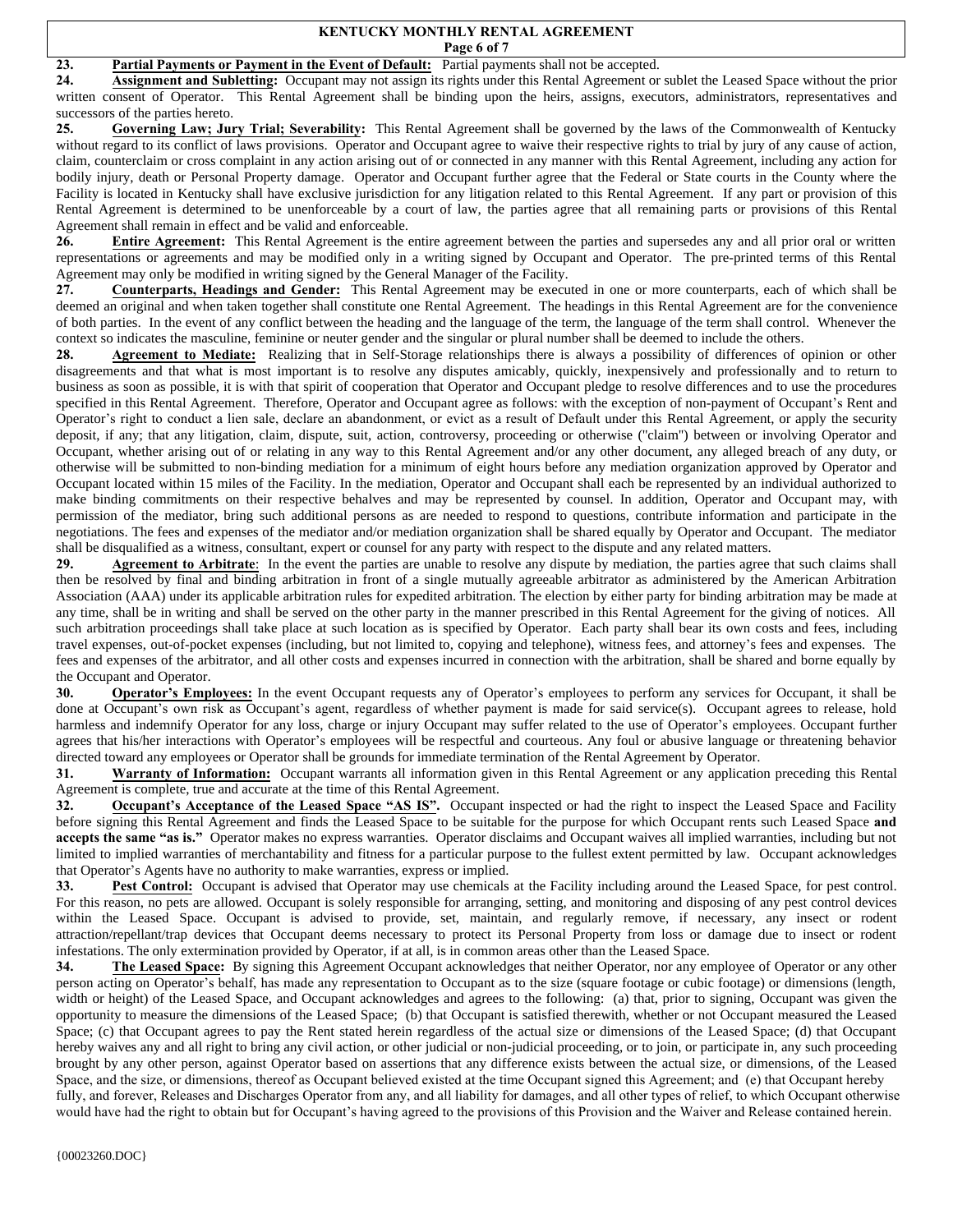**23. Partial Payments or Payment in the Event of Default:** Partial payments shall not be accepted.

**24. Assignment and Subletting:** Occupant may not assign its rights under this Rental Agreement or sublet the Leased Space without the prior written consent of Operator. This Rental Agreement shall be binding upon the heirs, assigns, executors, administrators, representatives and successors of the parties hereto.

**25. Governing Law; Jury Trial; Severability:** This Rental Agreement shall be governed by the laws of the Commonwealth of Kentucky without regard to its conflict of laws provisions. Operator and Occupant agree to waive their respective rights to trial by jury of any cause of action, claim, counterclaim or cross complaint in any action arising out of or connected in any manner with this Rental Agreement, including any action for bodily injury, death or Personal Property damage. Operator and Occupant further agree that the Federal or State courts in the County where the Facility is located in Kentucky shall have exclusive jurisdiction for any litigation related to this Rental Agreement. If any part or provision of this Rental Agreement is determined to be unenforceable by a court of law, the parties agree that all remaining parts or provisions of this Rental Agreement shall remain in effect and be valid and enforceable.

**26. Entire Agreement:** This Rental Agreement is the entire agreement between the parties and supersedes any and all prior oral or written representations or agreements and may be modified only in a writing signed by Occupant and Operator. The pre-printed terms of this Rental Agreement may only be modified in writing signed by the General Manager of the Facility.

**27. Counterparts, Headings and Gender:** This Rental Agreement may be executed in one or more counterparts, each of which shall be deemed an original and when taken together shall constitute one Rental Agreement. The headings in this Rental Agreement are for the convenience of both parties. In the event of any conflict between the heading and the language of the term, the language of the term shall control. Whenever the context so indicates the masculine, feminine or neuter gender and the singular or plural number shall be deemed to include the others.

**28. Agreement to Mediate:** Realizing that in Self-Storage relationships there is always a possibility of differences of opinion or other disagreements and that what is most important is to resolve any disputes amicably, quickly, inexpensively and professionally and to return to business as soon as possible, it is with that spirit of cooperation that Operator and Occupant pledge to resolve differences and to use the procedures specified in this Rental Agreement. Therefore, Operator and Occupant agree as follows: with the exception of non-payment of Occupant's Rent and Operator's right to conduct a lien sale, declare an abandonment, or evict as a result of Default under this Rental Agreement, or apply the security deposit, if any; that any litigation, claim, dispute, suit, action, controversy, proceeding or otherwise ("claim") between or involving Operator and Occupant, whether arising out of or relating in any way to this Rental Agreement and/or any other document, any alleged breach of any duty, or otherwise will be submitted to non-binding mediation for a minimum of eight hours before any mediation organization approved by Operator and Occupant located within 15 miles of the Facility. In the mediation, Operator and Occupant shall each be represented by an individual authorized to make binding commitments on their respective behalves and may be represented by counsel. In addition, Operator and Occupant may, with permission of the mediator, bring such additional persons as are needed to respond to questions, contribute information and participate in the negotiations. The fees and expenses of the mediator and/or mediation organization shall be shared equally by Operator and Occupant. The mediator shall be disqualified as a witness, consultant, expert or counsel for any party with respect to the dispute and any related matters.

**29. Agreement to Arbitrate**: In the event the parties are unable to resolve any dispute by mediation, the parties agree that such claims shall then be resolved by final and binding arbitration in front of a single mutually agreeable arbitrator as administered by the American Arbitration Association (AAA) under its applicable arbitration rules for expedited arbitration. The election by either party for binding arbitration may be made at any time, shall be in writing and shall be served on the other party in the manner prescribed in this Rental Agreement for the giving of notices. All such arbitration proceedings shall take place at such location as is specified by Operator. Each party shall bear its own costs and fees, including travel expenses, out-of-pocket expenses (including, but not limited to, copying and telephone), witness fees, and attorney's fees and expenses. The fees and expenses of the arbitrator, and all other costs and expenses incurred in connection with the arbitration, shall be shared and borne equally by the Occupant and Operator.

**30. Operator's Employees:** In the event Occupant requests any of Operator's employees to perform any services for Occupant, it shall be done at Occupant's own risk as Occupant's agent, regardless of whether payment is made for said service(s). Occupant agrees to release, hold harmless and indemnify Operator for any loss, charge or injury Occupant may suffer related to the use of Operator's employees. Occupant further agrees that his/her interactions with Operator's employees will be respectful and courteous. Any foul or abusive language or threatening behavior directed toward any employees or Operator shall be grounds for immediate termination of the Rental Agreement by Operator.

**31. Warranty of Information:** Occupant warrants all information given in this Rental Agreement or any application preceding this Rental Agreement is complete, true and accurate at the time of this Rental Agreement.

**32. Occupant's Acceptance of the Leased Space "AS IS".** Occupant inspected or had the right to inspect the Leased Space and Facility before signing this Rental Agreement and finds the Leased Space to be suitable for the purpose for which Occupant rents such Leased Space **and accepts the same "as is."** Operator makes no express warranties. Operator disclaims and Occupant waives all implied warranties, including but not limited to implied warranties of merchantability and fitness for a particular purpose to the fullest extent permitted by law. Occupant acknowledges that Operator's Agents have no authority to make warranties, express or implied.

**33. Pest Control:** Occupant is advised that Operator may use chemicals at the Facility including around the Leased Space, for pest control. For this reason, no pets are allowed. Occupant is solely responsible for arranging, setting, and monitoring and disposing of any pest control devices within the Leased Space. Occupant is advised to provide, set, maintain, and regularly remove, if necessary, any insect or rodent attraction/repellant/trap devices that Occupant deems necessary to protect its Personal Property from loss or damage due to insect or rodent infestations. The only extermination provided by Operator, if at all, is in common areas other than the Leased Space.

**34. The Leased Space:** By signing this Agreement Occupant acknowledges that neither Operator, nor any employee of Operator or any other person acting on Operator's behalf, has made any representation to Occupant as to the size (square footage or cubic footage) or dimensions (length, width or height) of the Leased Space, and Occupant acknowledges and agrees to the following: (a) that, prior to signing, Occupant was given the opportunity to measure the dimensions of the Leased Space; (b) that Occupant is satisfied therewith, whether or not Occupant measured the Leased Space; (c) that Occupant agrees to pay the Rent stated herein regardless of the actual size or dimensions of the Leased Space; (d) that Occupant hereby waives any and all right to bring any civil action, or other judicial or non-judicial proceeding, or to join, or participate in, any such proceeding brought by any other person, against Operator based on assertions that any difference exists between the actual size, or dimensions, of the Leased Space, and the size, or dimensions, thereof as Occupant believed existed at the time Occupant signed this Agreement; and (e) that Occupant hereby fully, and forever, Releases and Discharges Operator from any, and all liability for damages, and all other types of relief, to which Occupant otherwise would have had the right to obtain but for Occupant's having agreed to the provisions of this Provision and the Waiver and Release contained herein.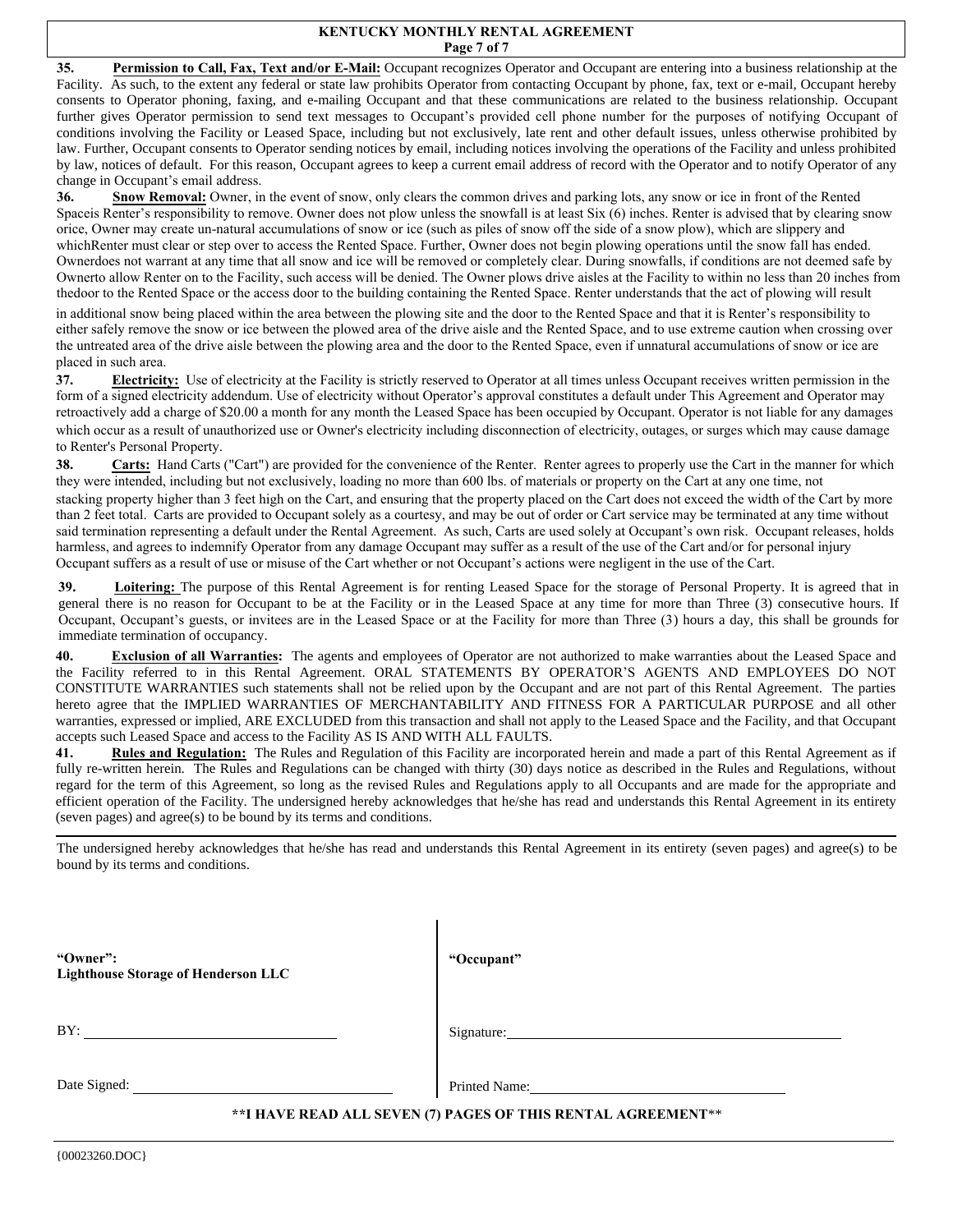**35. Permission to Call, Fax, Text and/or E-Mail:** Occupant recognizes Operator and Occupant are entering into a business relationship at the Facility. As such, to the extent any federal or state law prohibits Operator from contacting Occupant by phone, fax, text or e-mail, Occupant hereby consents to Operator phoning, faxing, and e-mailing Occupant and that these communications are related to the business relationship. Occupant further gives Operator permission to send text messages to Occupant's provided cell phone number for the purposes of notifying Occupant of conditions involving the Facility or Leased Space, including but not exclusively, late rent and other default issues, unless otherwise prohibited by law. Further, Occupant consents to Operator sending notices by email, including notices involving the operations of the Facility and unless prohibited by law, notices of default. For this reason, Occupant agrees to keep a current email address of record with the Operator and to notify Operator of any change in Occupant's email address.

**36. Snow Removal:** Owner, in the event of snow, only clears the common drives and parking lots, any snow or ice in front of the Rented Spaceis Renter's responsibility to remove. Owner does not plow unless the snowfall is at least Six (6) inches. Renter is advised that by clearing snow orice, Owner may create un-natural accumulations of snow or ice (such as piles of snow off the side of a snow plow), which are slippery and whichRenter must clear or step over to access the Rented Space. Further, Owner does not begin plowing operations until the snow fall has ended. Ownerdoes not warrant at any time that all snow and ice will be removed or completely clear. During snowfalls, if conditions are not deemed safe by Ownerto allow Renter on to the Facility, such access will be denied. The Owner plows drive aisles at the Facility to within no less than 20 inches from thedoor to the Rented Space or the access door to the building containing the Rented Space. Renter understands that the act of plowing will result in additional snow being placed within the area between the plowing site and the door to the Rented Space and that it is Renter's responsibility to either safely remove the snow or ice between the plowed area of the drive aisle and the Rented Space, and to use extreme caution when crossing over the untreated area of the drive aisle between the plowing area and the door to the Rented Space, even if unnatural accumulations of snow or ice are placed in such area.

**37. Electricity:** Use of electricity at the Facility is strictly reserved to Operator at all times unless Occupant receives written permission in the form of a signed electricity addendum. Use of electricity without Operator's approval constitutes a default under This Agreement and Operator may retroactively add a charge of $20.00 a month for any month the Leased Space has been occupied by Occupant. Operator is not liable for any damages which occur as a result of unauthorized use or Owner's electricity including disconnection of electricity, outages, or surges which may cause damage to Renter's Personal Property.

**38. Carts:** Hand Carts ("Cart") are provided for the convenience of the Renter. Renter agrees to properly use the Cart in the manner for which they were intended, including but not exclusively, loading no more than 600 lbs. of materials or property on the Cart at any one time, not stacking property higher than 3 feet high on the Cart, and ensuring that the property placed on the Cart does not exceed the width of the Cart by more than 2 feet total. Carts are provided to Occupant solely as a courtesy, and may be out of order or Cart service may be terminated at any time without said termination representing a default under the Rental Agreement. As such, Carts are used solely at Occupant's own risk. Occupant releases, holds harmless, and agrees to indemnify Operator from any damage Occupant may suffer as a result of the use of the Cart and/or for personal injury Occupant suffers as a result of use or misuse of the Cart whether or not Occupant's actions were negligent in the use of the Cart.

**39. Loitering:** The purpose of this Rental Agreement is for renting Leased Space for the storage of Personal Property. It is agreed that in general there is no reason for Occupant to be at the Facility or in the Leased Space at any time for more than Three (3) consecutive hours. If Occupant, Occupant's guests, or invitees are in the Leased Space or at the Facility for more than Three (3) hours a day, this shall be grounds for immediate termination of occupancy.

**40. Exclusion of all Warranties:** The agents and employees of Operator are not authorized to make warranties about the Leased Space and the Facility referred to in this Rental Agreement. ORAL STATEMENTS BY OPERATOR'S AGENTS AND EMPLOYEES DO NOT CONSTITUTE WARRANTIES such statements shall not be relied upon by the Occupant and are not part of this Rental Agreement. The parties hereto agree that the IMPLIED WARRANTIES OF MERCHANTABILITY AND FITNESS FOR A PARTICULAR PURPOSE and all other warranties, expressed or implied, ARE EXCLUDED from this transaction and shall not apply to the Leased Space and the Facility, and that Occupant accepts such Leased Space and access to the Facility AS IS AND WITH ALL FAULTS.

**41. Rules and Regulation:** The Rules and Regulation of this Facility are incorporated herein and made a part of this Rental Agreement as if fully re-written herein. The Rules and Regulations can be changed with thirty (30) days notice as described in the Rules and Regulations, without regard for the term of this Agreement, so long as the revised Rules and Regulations apply to all Occupants and are made for the appropriate and efficient operation of the Facility. The undersigned hereby acknowledges that he/she has read and understands this Rental Agreement in its entirety (seven pages) and agree(s) to be bound by its terms and conditions.

---

The undersigned hereby acknowledges that he/she has read and understands this Rental Agreement in its entirety (seven pages) and agree(s) to be bound by its terms and conditions.

| **"Owner":** **Lighthouse Storage of Henderson LLC** | **"Occupant"** |
|---|---|
| BY: ______________________ | Signature: ______________________ |
| Date Signed: ______________________ | Printed Name: ______________________ |

**\*\*I HAVE READ ALL SEVEN (7) PAGES OF THIS RENTAL AGREEMENT\*\***

{00023260.DOC}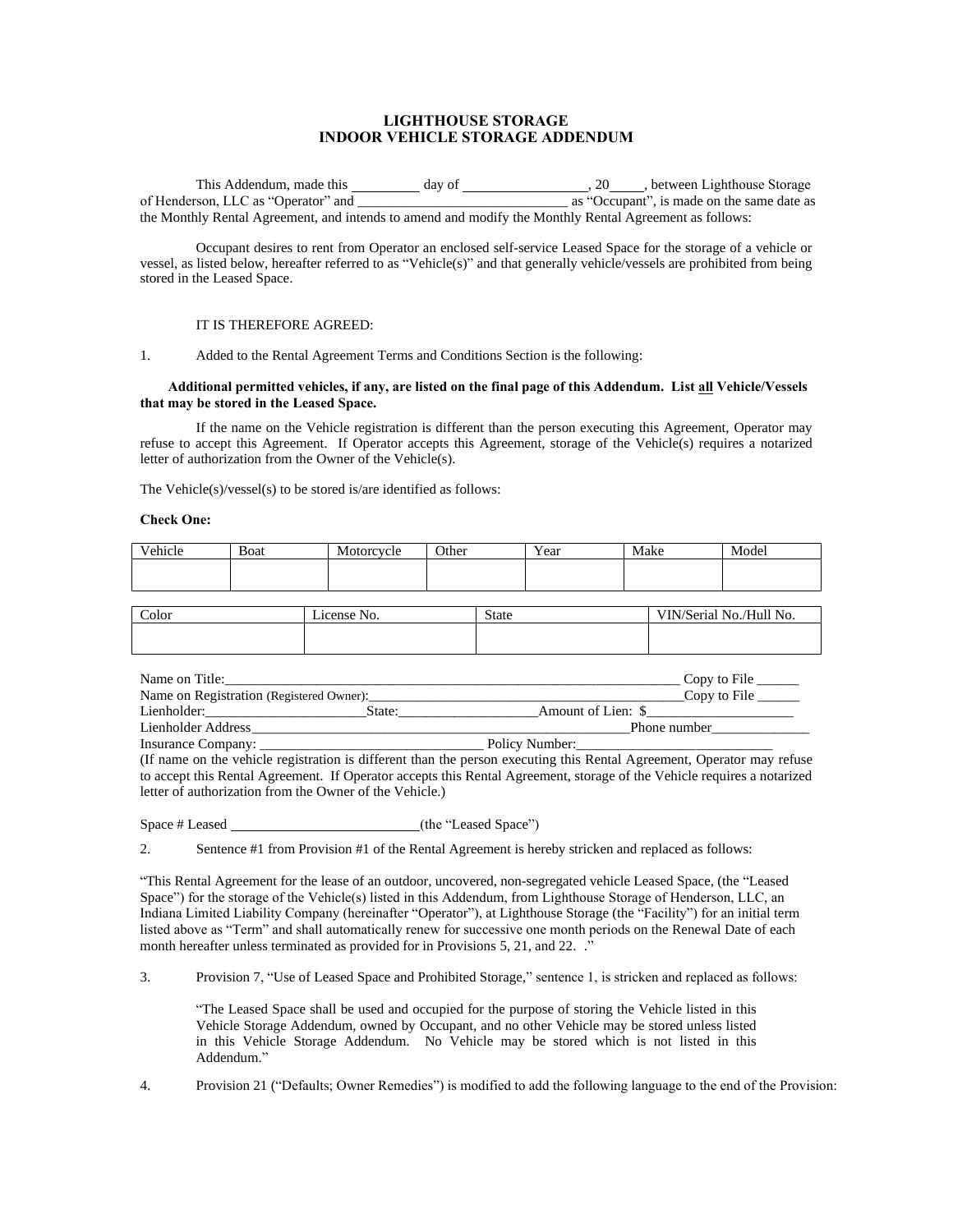# LIGHTHOUSE STORAGE
## INDOOR VEHICLE STORAGE ADDENDUM

This Addendum, made this __________ day of __________________, 20_____, between Lighthouse Storage of Henderson, LLC as "Operator" and ______________________________ as "Occupant", is made on the same date as the Monthly Rental Agreement, and intends to amend and modify the Monthly Rental Agreement as follows:

Occupant desires to rent from Operator an enclosed self-service Leased Space for the storage of a vehicle or vessel, as listed below, hereafter referred to as "Vehicle(s)" and that generally vehicle/vessels are prohibited from being stored in the Leased Space.

IT IS THEREFORE AGREED:

1. Added to the Rental Agreement Terms and Conditions Section is the following:

**Additional permitted vehicles, if any, are listed on the final page of this Addendum. List <u>all</u> Vehicle/Vessels that may be stored in the Leased Space.**

If the name on the Vehicle registration is different than the person executing this Agreement, Operator may refuse to accept this Agreement. If Operator accepts this Agreement, storage of the Vehicle(s) requires a notarized letter of authorization from the Owner of the Vehicle(s).

The Vehicle(s)/vessel(s) to be stored is/are identified as follows:

**Check One:**

| Vehicle | Boat | Motorcycle | Other | Year | Make | Model |
|---|---|---|---|---|---|---|
| | | | | | | |

| Color | License No. | State | VIN/Serial No./Hull No. |
|---|---|---|---|
| | | | |

Name on Title:______________________________________________________________ Copy to File ______
Name on Registration (Registered Owner):____________________________________________Copy to File ______
Lienholder:_______________________State:___________________Amount of Lien: $____________________
Lienholder Address_______________________________________________________Phone number_____________
Insurance Company: _______________________________ Policy Number:___________________________
(If name on the vehicle registration is different than the person executing this Rental Agreement, Operator may refuse to accept this Rental Agreement. If Operator accepts this Rental Agreement, storage of the Vehicle requires a notarized letter of authorization from the Owner of the Vehicle.)

Space # Leased ___________________________(the "Leased Space")

2. Sentence #1 from Provision #1 of the Rental Agreement is hereby stricken and replaced as follows:

"This Rental Agreement for the lease of an outdoor, uncovered, non-segregated vehicle Leased Space, (the "Leased Space") for the storage of the Vehicle(s) listed in this Addendum, from Lighthouse Storage of Henderson, LLC, an Indiana Limited Liability Company (hereinafter "Operator"), at Lighthouse Storage (the "Facility") for an initial term listed above as "Term" and shall automatically renew for successive one month periods on the Renewal Date of each month hereafter unless terminated as provided for in Provisions 5, 21, and 22. ."

3. Provision 7, "Use of Leased Space and Prohibited Storage," sentence 1, is stricken and replaced as follows:

> "The Leased Space shall be used and occupied for the purpose of storing the Vehicle listed in this Vehicle Storage Addendum, owned by Occupant, and no other Vehicle may be stored unless listed in this Vehicle Storage Addendum. No Vehicle may be stored which is not listed in this Addendum."

4. Provision 21 ("Defaults; Owner Remedies") is modified to add the following language to the end of the Provision: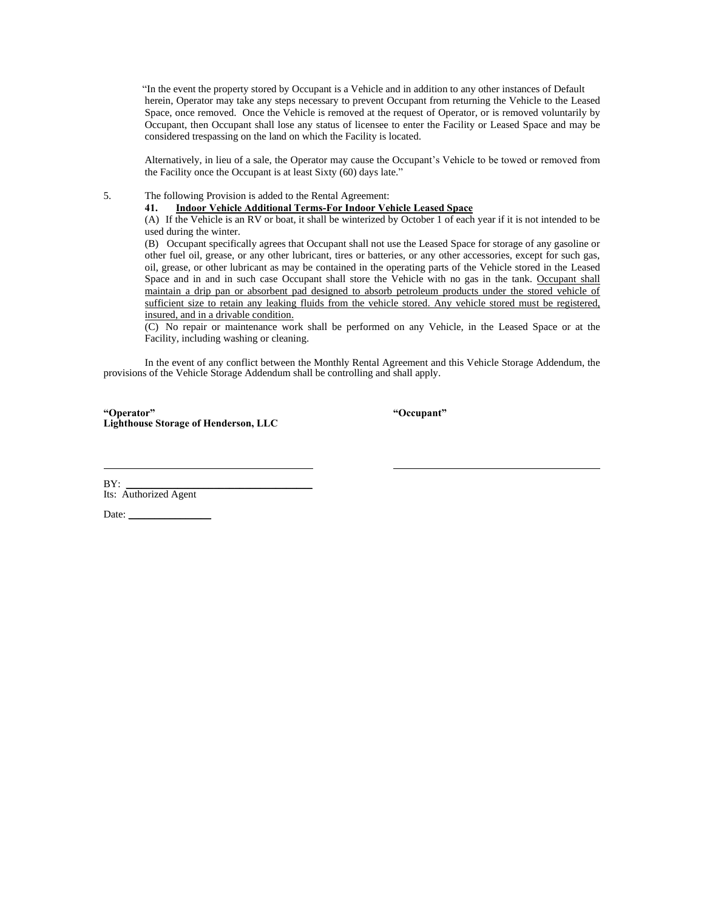"In the event the property stored by Occupant is a Vehicle and in addition to any other instances of Default herein, Operator may take any steps necessary to prevent Occupant from returning the Vehicle to the Leased Space, once removed. Once the Vehicle is removed at the request of Operator, or is removed voluntarily by Occupant, then Occupant shall lose any status of licensee to enter the Facility or Leased Space and may be considered trespassing on the land on which the Facility is located.

Alternatively, in lieu of a sale, the Operator may cause the Occupant's Vehicle to be towed or removed from the Facility once the Occupant is at least Sixty (60) days late."

5. The following Provision is added to the Rental Agreement:

**41. <u>Indoor Vehicle Additional Terms-For Indoor Vehicle Leased Space</u>**

(A) If the Vehicle is an RV or boat, it shall be winterized by October 1 of each year if it is not intended to be used during the winter.

(B) Occupant specifically agrees that Occupant shall not use the Leased Space for storage of any gasoline or other fuel oil, grease, or any other lubricant, tires or batteries, or any other accessories, except for such gas, oil, grease, or other lubricant as may be contained in the operating parts of the Vehicle stored in the Leased Space and in and in such case Occupant shall store the Vehicle with no gas in the tank. <u>Occupant shall maintain a drip pan or absorbent pad designed to absorb petroleum products under the stored vehicle of sufficient size to retain any leaking fluids from the vehicle stored. Any vehicle stored must be registered, insured, and in a drivable condition.</u>

(C) No repair or maintenance work shall be performed on any Vehicle, in the Leased Space or at the Facility, including washing or cleaning.

In the event of any conflict between the Monthly Rental Agreement and this Vehicle Storage Addendum, the provisions of the Vehicle Storage Addendum shall be controlling and shall apply.

**"Operator"**
**Lighthouse Storage of Henderson, LLC**

______________________________

BY: ______________________________
Its: Authorized Agent

Date: ______________

**"Occupant"**

______________________________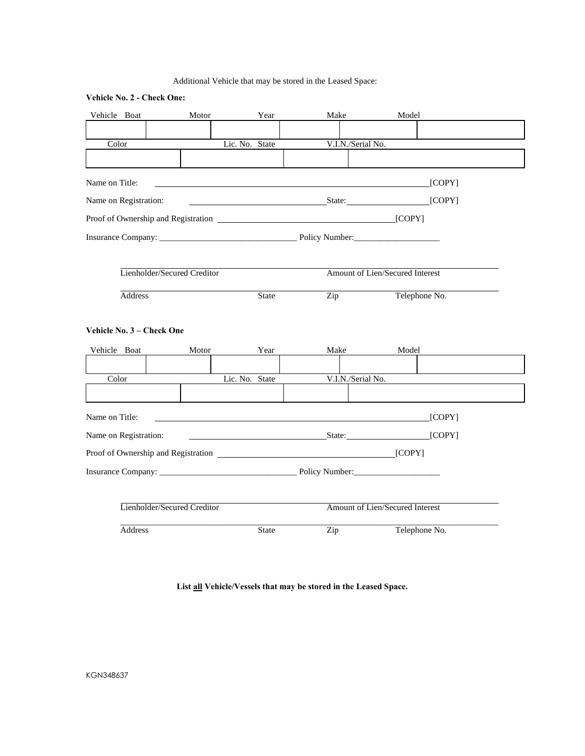Additional Vehicle that may be stored in the Leased Space:

**Vehicle No. 2 - Check One:**

| Vehicle | Boat | Motor | Year | Make | Model |
| --- | --- | --- | --- | --- | --- |
| | | | | | |

| Color | Lic. No. | State | V.I.N./Serial No. |
| --- | --- | --- | --- |
| | | | |

Name on Title: ______________________________________________ [COPY]

Name on Registration: ______________________ State: ______________ [COPY]

Proof of Ownership and Registration ______________________________ [COPY]

Insurance Company: _______________________________ Policy Number:___________________

______________________________________________________________________

Lienholder/Secured Creditor Amount of Lien/Secured Interest

______________________________________________________________________

Address State Zip Telephone No.

**Vehicle No. 3 – Check One**

| Vehicle | Boat | Motor | Year | Make | Model |
| --- | --- | --- | --- | --- | --- |
| | | | | | |

| Color | Lic. No. | State | V.I.N./Serial No. |
| --- | --- | --- | --- |
| | | | |

Name on Title: ______________________________________________ [COPY]

Name on Registration: ______________________ State: ______________ [COPY]

Proof of Ownership and Registration ______________________________ [COPY]

Insurance Company: _______________________________ Policy Number:___________________

______________________________________________________________________

Lienholder/Secured Creditor Amount of Lien/Secured Interest

______________________________________________________________________

Address State Zip Telephone No.

**List all Vehicle/Vessels that may be stored in the Leased Space.**

KGN348637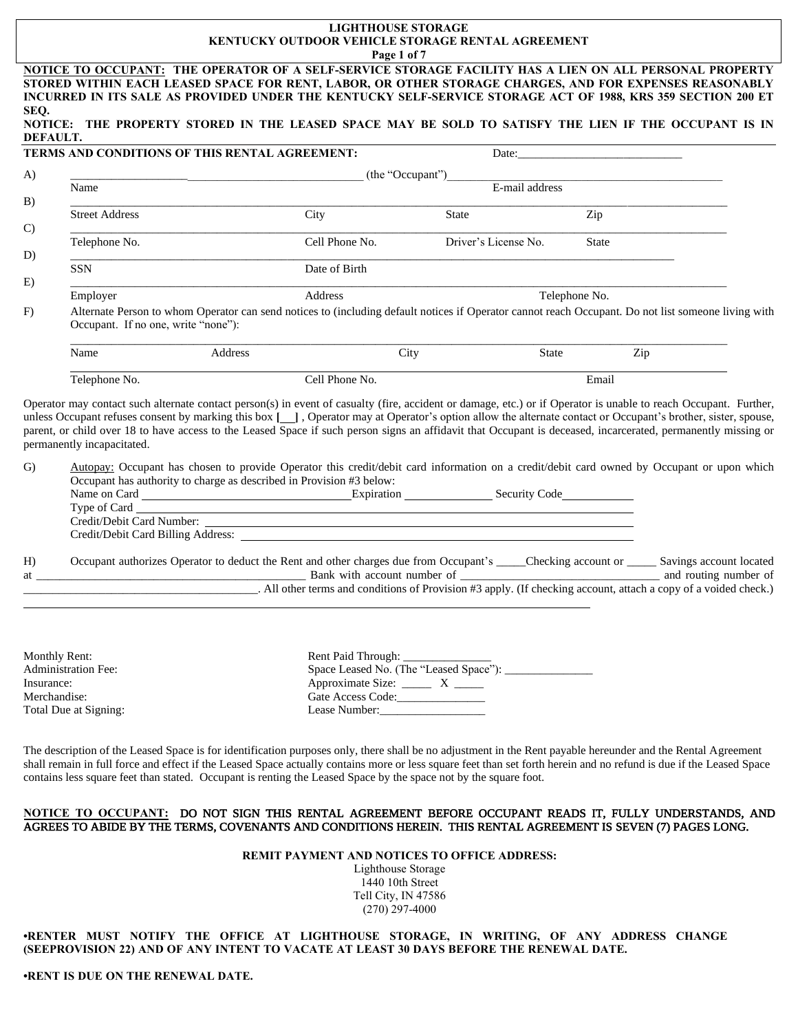**LIGHTHOUSE STORAGE**
**KENTUCKY OUTDOOR VEHICLE STORAGE RENTAL AGREEMENT**

**NOTICE TO OCCUPANT: THE OPERATOR OF A SELF-SERVICE STORAGE FACILITY HAS A LIEN ON ALL PERSONAL PROPERTY STORED WITHIN EACH LEASED SPACE FOR RENT, LABOR, OR OTHER STORAGE CHARGES, AND FOR EXPENSES REASONABLY INCURRED IN ITS SALE AS PROVIDED UNDER THE KENTUCKY SELF-SERVICE STORAGE ACT OF 1988, KRS 359 SECTION 200 ET SEQ.**

**NOTICE: THE PROPERTY STORED IN THE LEASED SPACE MAY BE SOLD TO SATISFY THE LIEN IF THE OCCUPANT IS IN DEFAULT.**

**TERMS AND CONDITIONS OF THIS RENTAL AGREEMENT:** Date:____________________________

A) ____________________________________________ (the "Occupant")____________________________________________
Name E-mail address

B) ________________________________________________________________________________________
Street Address City State Zip

C) ________________________________________________________________________________________
Telephone No. Cell Phone No. Driver's License No. State

D) ________________________________________________________________________________________
SSN Date of Birth

E) ________________________________________________________________________________________
Employer Address Telephone No.

F) Alternate Person to whom Operator can send notices to (including default notices if Operator cannot reach Occupant. Do not list someone living with Occupant. If no one, write "none"):

________________________________________________________________________________________
Name Address City State Zip

________________________________________________________________________________________
Telephone No. Cell Phone No. Email

Operator may contact such alternate contact person(s) in event of casualty (fire, accident or damage, etc.) or if Operator is unable to reach Occupant. Further, unless Occupant refuses consent by marking this box [___] , Operator may at Operator's option allow the alternate contact or Occupant's brother, sister, spouse, parent, or child over 18 to have access to the Leased Space if such person signs an affidavit that Occupant is deceased, incarcerated, permanently missing or permanently incapacitated.

G) Autopay: Occupant has chosen to provide Operator this credit/debit card information on a credit/debit card owned by Occupant or upon which Occupant has authority to charge as described in Provision #3 below:
Name on Card ______________________ Expiration ____________ Security Code__________
Type of Card ____________________________________________
Credit/Debit Card Number: ____________________________________________
Credit/Debit Card Billing Address: ____________________________________________

H) Occupant authorizes Operator to deduct the Rent and other charges due from Occupant's _____Checking account or _____ Savings account located at ______________________________________ Bank with account number of ______________________________ and routing number of ______________________________________. All other terms and conditions of Provision #3 apply. (If checking account, attach a copy of a voided check.)

Monthly Rent:
Administration Fee:
Insurance:
Merchandise:
Total Due at Signing:

Rent Paid Through: _______________
Space Leased No. (The "Leased Space"): _______________
Approximate Size: _____ X _____
Gate Access Code:_______________
Lease Number:_________________

The description of the Leased Space is for identification purposes only, there shall be no adjustment in the Rent payable hereunder and the Rental Agreement shall remain in full force and effect if the Leased Space actually contains more or less square feet than set forth herein and no refund is due if the Leased Space contains less square feet than stated. Occupant is renting the Leased Space by the space not by the square foot.

**NOTICE TO OCCUPANT: DO NOT SIGN THIS RENTAL AGREEMENT BEFORE OCCUPANT READS IT, FULLY UNDERSTANDS, AND AGREES TO ABIDE BY THE TERMS, COVENANTS AND CONDITIONS HEREIN. THIS RENTAL AGREEMENT IS SEVEN (7) PAGES LONG.**

**REMIT PAYMENT AND NOTICES TO OFFICE ADDRESS:**
Lighthouse Storage
1440 10th Street
Tell City, IN 47586
(270) 297-4000

**•RENTER MUST NOTIFY THE OFFICE AT LIGHTHOUSE STORAGE, IN WRITING, OF ANY ADDRESS CHANGE (SEEPROVISION 22) AND OF ANY INTENT TO VACATE AT LEAST 30 DAYS BEFORE THE RENEWAL DATE.**

**•RENT IS DUE ON THE RENEWAL DATE.**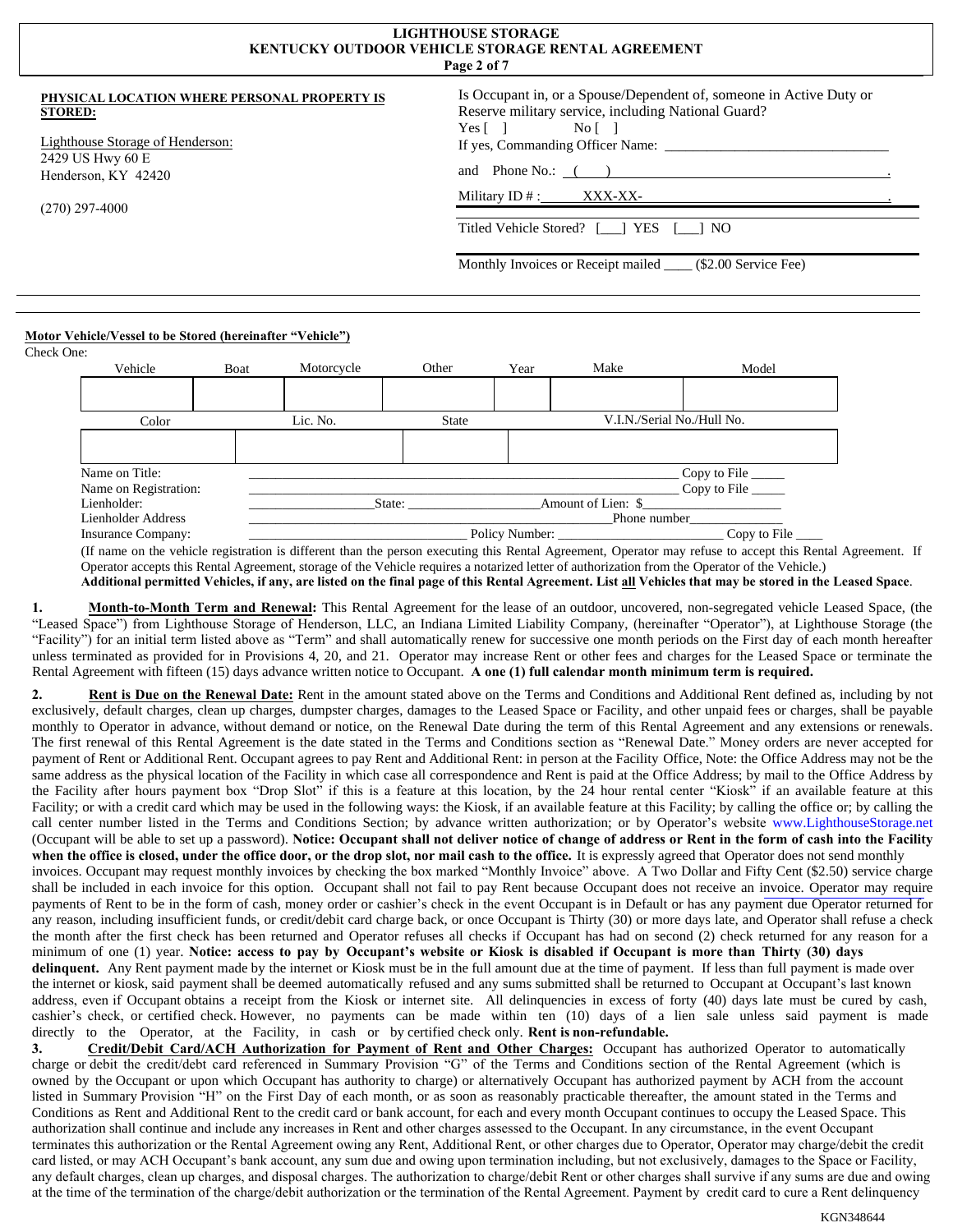**LIGHTHOUSE STORAGE**
**KENTUCKY OUTDOOR VEHICLE STORAGE RENTAL AGREEMENT**

**PHYSICAL LOCATION WHERE PERSONAL PROPERTY IS STORED:**

Lighthouse Storage of Henderson:
2429 US Hwy 60 E
Henderson, KY 42420

(270) 297-4000

Is Occupant in, or a Spouse/Dependent of, someone in Active Duty or Reserve military service, including National Guard?
Yes [ ]  No [ ]
If yes, Commanding Officer Name: ______________________________
and Phone No.: ( ) ______________________________.
Military ID # : XXX-XX-______________________________.

Titled Vehicle Stored? [___] YES [___] NO

Monthly Invoices or Receipt mailed ____ ($2.00 Service Fee)

**Motor Vehicle/Vessel to be Stored (hereinafter "Vehicle")**

Check One:

| Vehicle | Boat | Motorcycle | Other | Year | Make | Model |
|---|---|---|---|---|---|---|
| | | | | | | |

| Color | Lic. No. | State | V.I.N./Serial No./Hull No. |
|---|---|---|---|
| | | | |

Name on Title: ______________________________ Copy to File _____
Name on Registration: ______________________________ Copy to File _____
Lienholder: __________________ State: ___________________ Amount of Lien: $___________________
Lienholder Address ______________________________ Phone number_______________
Insurance Company: ______________________________ Policy Number: ________________________ Copy to File ____

(If name on the vehicle registration is different than the person executing this Rental Agreement, Operator may refuse to accept this Rental Agreement. If Operator accepts this Rental Agreement, storage of the Vehicle requires a notarized letter of authorization from the Operator of the Vehicle.)
**Additional permitted Vehicles, if any, are listed on the final page of this Rental Agreement. List all Vehicles that may be stored in the Leased Space.**

**1. Month-to-Month Term and Renewal:** This Rental Agreement for the lease of an outdoor, uncovered, non-segregated vehicle Leased Space, (the "Leased Space") from Lighthouse Storage of Henderson, LLC, an Indiana Limited Liability Company, (hereinafter "Operator"), at Lighthouse Storage (the "Facility") for an initial term listed above as "Term" and shall automatically renew for successive one month periods on the First day of each month hereafter unless terminated as provided for in Provisions 4, 20, and 21. Operator may increase Rent or other fees and charges for the Leased Space or terminate the Rental Agreement with fifteen (15) days advance written notice to Occupant. **A one (1) full calendar month minimum term is required.**

**2. Rent is Due on the Renewal Date:** Rent in the amount stated above on the Terms and Conditions and Additional Rent defined as, including by not exclusively, default charges, clean up charges, dumpster charges, damages to the Leased Space or Facility, and other unpaid fees or charges, shall be payable monthly to Operator in advance, without demand or notice, on the Renewal Date during the term of this Rental Agreement and any extensions or renewals. The first renewal of this Rental Agreement is the date stated in the Terms and Conditions section as "Renewal Date." Money orders are never accepted for payment of Rent or Additional Rent. Occupant agrees to pay Rent and Additional Rent: in person at the Facility Office, Note: the Office Address may not be the same address as the physical location of the Facility in which case all correspondence and Rent is paid at the Office Address; by mail to the Office Address by the Facility after hours payment box "Drop Slot" if this is a feature at this location, by the 24 hour rental center "Kiosk" if an available feature at this Facility; or with a credit card which may be used in the following ways: the Kiosk, if an available feature at this Facility; by calling the office or; by calling the call center number listed in the Terms and Conditions Section; by advance written authorization; or by Operator's website www.LighthouseStorage.net (Occupant will be able to set up a password). **Notice: Occupant shall not deliver notice of change of address or Rent in the form of cash into the Facility when the office is closed, under the office door, or the drop slot, nor mail cash to the office.** It is expressly agreed that Operator does not send monthly invoices. Occupant may request monthly invoices by checking the box marked "Monthly Invoice" above. A Two Dollar and Fifty Cent ($2.50) service charge shall be included in each invoice for this option. Occupant shall not fail to pay Rent because Occupant does not receive an invoice. Operator may require payments of Rent to be in the form of cash, money order or cashier's check in the event Occupant is in Default or has any payment due Operator returned for any reason, including insufficient funds, or credit/debit card charge back, or once Occupant is Thirty (30) or more days late, and Operator shall refuse a check the month after the first check has been returned and Operator refuses all checks if Occupant has had on second (2) check returned for any reason for a minimum of one (1) year. **Notice: access to pay by Occupant's website or Kiosk is disabled if Occupant is more than Thirty (30) days delinquent.** Any Rent payment made by the internet or Kiosk must be in the full amount due at the time of payment. If less than full payment is made over the internet or kiosk, said payment shall be deemed automatically refused and any sums submitted shall be returned to Occupant at Occupant's last known address, even if Occupant obtains a receipt from the Kiosk or internet site. All delinquencies in excess of forty (40) days late must be cured by cash, cashier's check, or certified check. However, no payments can be made within ten (10) days of a lien sale unless said payment is made directly to the Operator, at the Facility, in cash or by certified check only. **Rent is non-refundable.**

**3. Credit/Debit Card/ACH Authorization for Payment of Rent and Other Charges:** Occupant has authorized Operator to automatically charge or debit the credit/debt card referenced in Summary Provision "G" of the Terms and Conditions section of the Rental Agreement (which is owned by the Occupant or upon which Occupant has authority to charge) or alternatively Occupant has authorized payment by ACH from the account listed in Summary Provision "H" on the First Day of each month, or as soon as reasonably practicable thereafter, the amount stated in the Terms and Conditions as Rent and Additional Rent to the credit card or bank account, for each and every month Occupant continues to occupy the Leased Space. This authorization shall continue and include any increases in Rent and other charges assessed to the Occupant. In any circumstance, in the event Occupant terminates this authorization or the Rental Agreement owing any Rent, Additional Rent, or other charges due to Operator, Operator may charge/debit the credit card listed, or may ACH Occupant's bank account, any sum due and owing upon termination including, but not exclusively, damages to the Space or Facility, any default charges, clean up charges, and disposal charges. The authorization to charge/debit Rent or other charges shall survive if any sums are due and owing at the time of the termination of the charge/debit authorization or the termination of the Rental Agreement. Payment by credit card to cure a Rent delinquency

KGN348644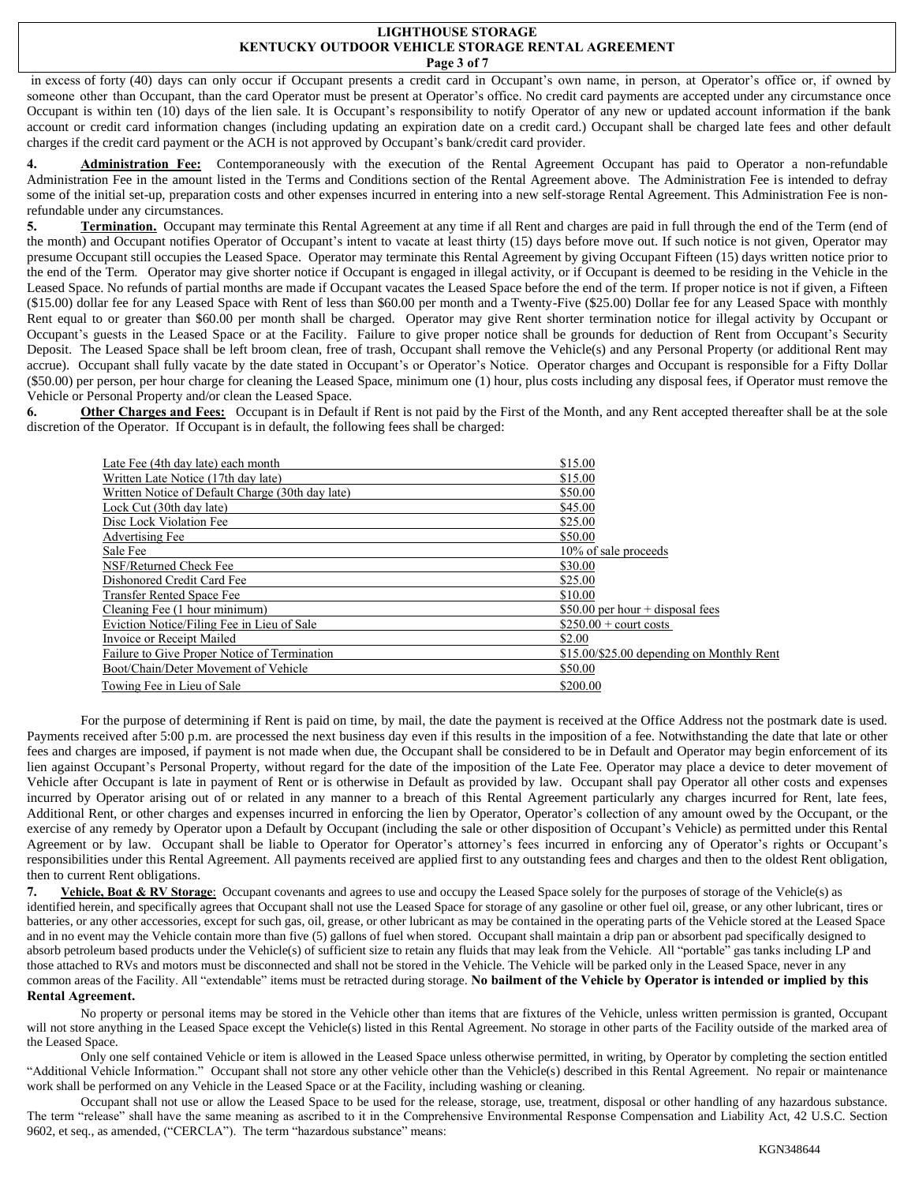in excess of forty (40) days can only occur if Occupant presents a credit card in Occupant's own name, in person, at Operator's office or, if owned by someone other than Occupant, than the card Operator must be present at Operator's office. No credit card payments are accepted under any circumstance once Occupant is within ten (10) days of the lien sale. It is Occupant's responsibility to notify Operator of any new or updated account information if the bank account or credit card information changes (including updating an expiration date on a credit card.) Occupant shall be charged late fees and other default charges if the credit card payment or the ACH is not approved by Occupant's bank/credit card provider.

**4. Administration Fee:** Contemporaneously with the execution of the Rental Agreement Occupant has paid to Operator a non-refundable Administration Fee in the amount listed in the Terms and Conditions section of the Rental Agreement above. The Administration Fee is intended to defray some of the initial set-up, preparation costs and other expenses incurred in entering into a new self-storage Rental Agreement. This Administration Fee is non-refundable under any circumstances.

**5. Termination.** Occupant may terminate this Rental Agreement at any time if all Rent and charges are paid in full through the end of the Term (end of the month) and Occupant notifies Operator of Occupant's intent to vacate at least thirty (15) days before move out. If such notice is not given, Operator may presume Occupant still occupies the Leased Space. Operator may terminate this Rental Agreement by giving Occupant Fifteen (15) days written notice prior to the end of the Term. Operator may give shorter notice if Occupant is engaged in illegal activity, or if Occupant is deemed to be residing in the Vehicle in the Leased Space. No refunds of partial months are made if Occupant vacates the Leased Space before the end of the term. If proper notice is not if given, a Fifteen ($15.00) dollar fee for any Leased Space with Rent of less than $60.00 per month and a Twenty-Five ($25.00) Dollar fee for any Leased Space with monthly Rent equal to or greater than $60.00 per month shall be charged. Operator may give Rent shorter termination notice for illegal activity by Occupant or Occupant's guests in the Leased Space or at the Facility. Failure to give proper notice shall be grounds for deduction of Rent from Occupant's Security Deposit. The Leased Space shall be left broom clean, free of trash, Occupant shall remove the Vehicle(s) and any Personal Property (or additional Rent may accrue). Occupant shall fully vacate by the date stated in Occupant's or Operator's Notice. Operator charges and Occupant is responsible for a Fifty Dollar ($50.00) per person, per hour charge for cleaning the Leased Space, minimum one (1) hour, plus costs including any disposal fees, if Operator must remove the Vehicle or Personal Property and/or clean the Leased Space.

**6. Other Charges and Fees:** Occupant is in Default if Rent is not paid by the First of the Month, and any Rent accepted thereafter shall be at the sole discretion of the Operator. If Occupant is in default, the following fees shall be charged:

| Fee | Amount |
|---|---|
| Late Fee (4th day late) each month | $15.00 |
| Written Late Notice (17th day late) | $15.00 |
| Written Notice of Default Charge (30th day late) | $50.00 |
| Lock Cut (30th day late) | $45.00 |
| Disc Lock Violation Fee | $25.00 |
| Advertising Fee | $50.00 |
| Sale Fee | 10% of sale proceeds |
| NSF/Returned Check Fee | $30.00 |
| Dishonored Credit Card Fee | $25.00 |
| Transfer Rented Space Fee | $10.00 |
| Cleaning Fee (1 hour minimum) | $50.00 per hour + disposal fees |
| Eviction Notice/Filing Fee in Lieu of Sale | $250.00 + court costs |
| Invoice or Receipt Mailed | $2.00 |
| Failure to Give Proper Notice of Termination | $15.00/$25.00 depending on Monthly Rent |
| Boot/Chain/Deter Movement of Vehicle | $50.00 |
| Towing Fee in Lieu of Sale | $200.00 |

For the purpose of determining if Rent is paid on time, by mail, the date the payment is received at the Office Address not the postmark date is used. Payments received after 5:00 p.m. are processed the next business day even if this results in the imposition of a fee. Notwithstanding the date that late or other fees and charges are imposed, if payment is not made when due, the Occupant shall be considered to be in Default and Operator may begin enforcement of its lien against Occupant's Personal Property, without regard for the date of the imposition of the Late Fee. Operator may place a device to deter movement of Vehicle after Occupant is late in payment of Rent or is otherwise in Default as provided by law. Occupant shall pay Operator all other costs and expenses incurred by Operator arising out of or related in any manner to a breach of this Rental Agreement particularly any charges incurred for Rent, late fees, Additional Rent, or other charges and expenses incurred in enforcing the lien by Operator, Operator's collection of any amount owed by the Occupant, or the exercise of any remedy by Operator upon a Default by Occupant (including the sale or other disposition of Occupant's Vehicle) as permitted under this Rental Agreement or by law. Occupant shall be liable to Operator for Operator's attorney's fees incurred in enforcing any of Operator's rights or Occupant's responsibilities under this Rental Agreement. All payments received are applied first to any outstanding fees and charges and then to the oldest Rent obligation, then to current Rent obligations.

**7. Vehicle, Boat & RV Storage**: Occupant covenants and agrees to use and occupy the Leased Space solely for the purposes of storage of the Vehicle(s) as identified herein, and specifically agrees that Occupant shall not use the Leased Space for storage of any gasoline or other fuel oil, grease, or any other lubricant, tires or batteries, or any other accessories, except for such gas, oil, grease, or other lubricant as may be contained in the operating parts of the Vehicle stored at the Leased Space and in no event may the Vehicle contain more than five (5) gallons of fuel when stored. Occupant shall maintain a drip pan or absorbent pad specifically designed to absorb petroleum based products under the Vehicle(s) of sufficient size to retain any fluids that may leak from the Vehicle. All "portable" gas tanks including LP and those attached to RVs and motors must be disconnected and shall not be stored in the Vehicle. The Vehicle will be parked only in the Leased Space, never in any common areas of the Facility. All "extendable" items must be retracted during storage. **No bailment of the Vehicle by Operator is intended or implied by this Rental Agreement.**

No property or personal items may be stored in the Vehicle other than items that are fixtures of the Vehicle, unless written permission is granted, Occupant will not store anything in the Leased Space except the Vehicle(s) listed in this Rental Agreement. No storage in other parts of the Facility outside of the marked area of the Leased Space.

Only one self contained Vehicle or item is allowed in the Leased Space unless otherwise permitted, in writing, by Operator by completing the section entitled "Additional Vehicle Information." Occupant shall not store any other vehicle other than the Vehicle(s) described in this Rental Agreement. No repair or maintenance work shall be performed on any Vehicle in the Leased Space or at the Facility, including washing or cleaning.

Occupant shall not use or allow the Leased Space to be used for the release, storage, use, treatment, disposal or other handling of any hazardous substance. The term "release" shall have the same meaning as ascribed to it in the Comprehensive Environmental Response Compensation and Liability Act, 42 U.S.C. Section 9602, et seq., as amended, ("CERCLA"). The term "hazardous substance" means:

KGN348644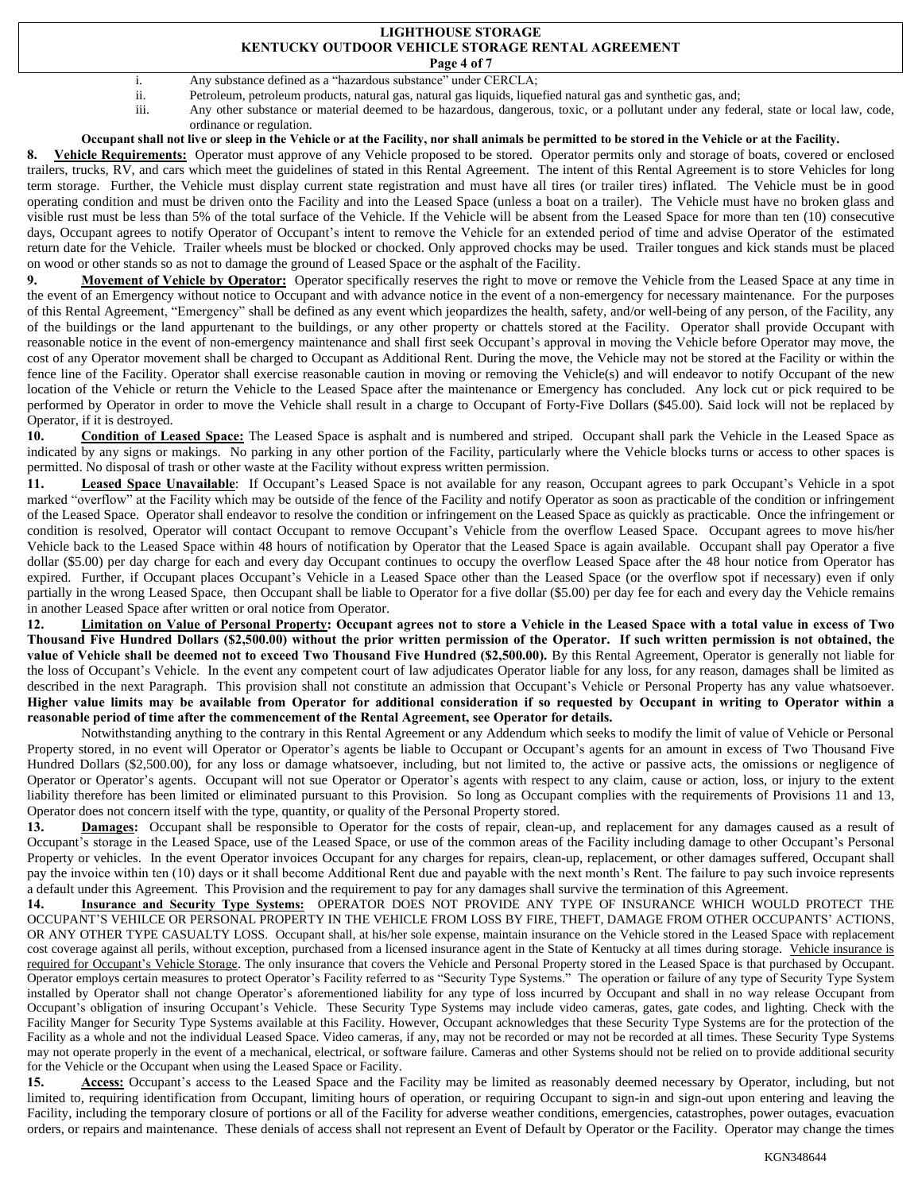i. Any substance defined as a "hazardous substance" under CERCLA;

ii. Petroleum, petroleum products, natural gas, natural gas liquids, liquefied natural gas and synthetic gas, and;

iii. Any other substance or material deemed to be hazardous, dangerous, toxic, or a pollutant under any federal, state or local law, code, ordinance or regulation.

**Occupant shall not live or sleep in the Vehicle or at the Facility, nor shall animals be permitted to be stored in the Vehicle or at the Facility.**

**8. Vehicle Requirements:** Operator must approve of any Vehicle proposed to be stored. Operator permits only and storage of boats, covered or enclosed trailers, trucks, RV, and cars which meet the guidelines of stated in this Rental Agreement. The intent of this Rental Agreement is to store Vehicles for long term storage. Further, the Vehicle must display current state registration and must have all tires (or trailer tires) inflated. The Vehicle must be in good operating condition and must be driven onto the Facility and into the Leased Space (unless a boat on a trailer). The Vehicle must have no broken glass and visible rust must be less than 5% of the total surface of the Vehicle. If the Vehicle will be absent from the Leased Space for more than ten (10) consecutive days, Occupant agrees to notify Operator of Occupant's intent to remove the Vehicle for an extended period of time and advise Operator of the estimated return date for the Vehicle. Trailer wheels must be blocked or chocked. Only approved chocks may be used. Trailer tongues and kick stands must be placed on wood or other stands so as not to damage the ground of Leased Space or the asphalt of the Facility.

**9. Movement of Vehicle by Operator:** Operator specifically reserves the right to move or remove the Vehicle from the Leased Space at any time in the event of an Emergency without notice to Occupant and with advance notice in the event of a non-emergency for necessary maintenance. For the purposes of this Rental Agreement, "Emergency" shall be defined as any event which jeopardizes the health, safety, and/or well-being of any person, of the Facility, any of the buildings or the land appurtenant to the buildings, or any other property or chattels stored at the Facility. Operator shall provide Occupant with reasonable notice in the event of non-emergency maintenance and shall first seek Occupant's approval in moving the Vehicle before Operator may move, the cost of any Operator movement shall be charged to Occupant as Additional Rent. During the move, the Vehicle may not be stored at the Facility or within the fence line of the Facility. Operator shall exercise reasonable caution in moving or removing the Vehicle(s) and will endeavor to notify Occupant of the new location of the Vehicle or return the Vehicle to the Leased Space after the maintenance or Emergency has concluded. Any lock cut or pick required to be performed by Operator in order to move the Vehicle shall result in a charge to Occupant of Forty-Five Dollars ($45.00). Said lock will not be replaced by Operator, if it is destroyed.

**10. Condition of Leased Space:** The Leased Space is asphalt and is numbered and striped. Occupant shall park the Vehicle in the Leased Space as indicated by any signs or makings. No parking in any other portion of the Facility, particularly where the Vehicle blocks turns or access to other spaces is permitted. No disposal of trash or other waste at the Facility without express written permission.

**11. Leased Space Unavailable**: If Occupant's Leased Space is not available for any reason, Occupant agrees to park Occupant's Vehicle in a spot marked "overflow" at the Facility which may be outside of the fence of the Facility and notify Operator as soon as practicable of the condition or infringement of the Leased Space. Operator shall endeavor to resolve the condition or infringement on the Leased Space as quickly as practicable. Once the infringement or condition is resolved, Operator will contact Occupant to remove Occupant's Vehicle from the overflow Leased Space. Occupant agrees to move his/her Vehicle back to the Leased Space within 48 hours of notification by Operator that the Leased Space is again available. Occupant shall pay Operator a five dollar ($5.00) per day charge for each and every day Occupant continues to occupy the overflow Leased Space after the 48 hour notice from Operator has expired. Further, if Occupant places Occupant's Vehicle in a Leased Space other than the Leased Space (or the overflow spot if necessary) even if only partially in the wrong Leased Space, then Occupant shall be liable to Operator for a five dollar ($5.00) per day fee for each and every day the Vehicle remains in another Leased Space after written or oral notice from Operator.

**12. Limitation on Value of Personal Property: Occupant agrees not to store a Vehicle in the Leased Space with a total value in excess of Two Thousand Five Hundred Dollars ($2,500.00) without the prior written permission of the Operator. If such written permission is not obtained, the value of Vehicle shall be deemed not to exceed Two Thousand Five Hundred ($2,500.00).** By this Rental Agreement, Operator is generally not liable for the loss of Occupant's Vehicle. In the event any competent court of law adjudicates Operator liable for any loss, for any reason, damages shall be limited as described in the next Paragraph. This provision shall not constitute an admission that Occupant's Vehicle or Personal Property has any value whatsoever. **Higher value limits may be available from Operator for additional consideration if so requested by Occupant in writing to Operator within a reasonable period of time after the commencement of the Rental Agreement, see Operator for details.**

Notwithstanding anything to the contrary in this Rental Agreement or any Addendum which seeks to modify the limit of value of Vehicle or Personal Property stored, in no event will Operator or Operator's agents be liable to Occupant or Occupant's agents for an amount in excess of Two Thousand Five Hundred Dollars ($2,500.00), for any loss or damage whatsoever, including, but not limited to, the active or passive acts, the omissions or negligence of Operator or Operator's agents. Occupant will not sue Operator or Operator's agents with respect to any claim, cause or action, loss, or injury to the extent liability therefore has been limited or eliminated pursuant to this Provision. So long as Occupant complies with the requirements of Provisions 11 and 13, Operator does not concern itself with the type, quantity, or quality of the Personal Property stored.

**13. Damages:** Occupant shall be responsible to Operator for the costs of repair, clean-up, and replacement for any damages caused as a result of Occupant's storage in the Leased Space, use of the Leased Space, or use of the common areas of the Facility including damage to other Occupant's Personal Property or vehicles. In the event Operator invoices Occupant for any charges for repairs, clean-up, replacement, or other damages suffered, Occupant shall pay the invoice within ten (10) days or it shall become Additional Rent due and payable with the next month's Rent. The failure to pay such invoice represents a default under this Agreement. This Provision and the requirement to pay for any damages shall survive the termination of this Agreement.

**14. Insurance and Security Type Systems:** OPERATOR DOES NOT PROVIDE ANY TYPE OF INSURANCE WHICH WOULD PROTECT THE OCCUPANT'S VEHILCE OR PERSONAL PROPERTY IN THE VEHICLE FROM LOSS BY FIRE, THEFT, DAMAGE FROM OTHER OCCUPANTS' ACTIONS, OR ANY OTHER TYPE CASUALTY LOSS. Occupant shall, at his/her sole expense, maintain insurance on the Vehicle stored in the Leased Space with replacement cost coverage against all perils, without exception, purchased from a licensed insurance agent in the State of Kentucky at all times during storage. Vehicle insurance is required for Occupant's Vehicle Storage. The only insurance that covers the Vehicle and Personal Property stored in the Leased Space is that purchased by Occupant. Operator employs certain measures to protect Operator's Facility referred to as "Security Type Systems." The operation or failure of any type of Security Type System installed by Operator shall not change Operator's aforementioned liability for any type of loss incurred by Occupant and shall in no way release Occupant from Occupant's obligation of insuring Occupant's Vehicle. These Security Type Systems may include video cameras, gates, gate codes, and lighting. Check with the Facility Manger for Security Type Systems available at this Facility. However, Occupant acknowledges that these Security Type Systems are for the protection of the Facility as a whole and not the individual Leased Space. Video cameras, if any, may not be recorded or may not be recorded at all times. These Security Type Systems may not operate properly in the event of a mechanical, electrical, or software failure. Cameras and other Systems should not be relied on to provide additional security for the Vehicle or the Occupant when using the Leased Space or Facility.

**15. Access:** Occupant's access to the Leased Space and the Facility may be limited as reasonably deemed necessary by Operator, including, but not limited to, requiring identification from Occupant, limiting hours of operation, or requiring Occupant to sign-in and sign-out upon entering and leaving the Facility, including the temporary closure of portions or all of the Facility for adverse weather conditions, emergencies, catastrophes, power outages, evacuation orders, or repairs and maintenance. These denials of access shall not represent an Event of Default by Operator or the Facility. Operator may change the times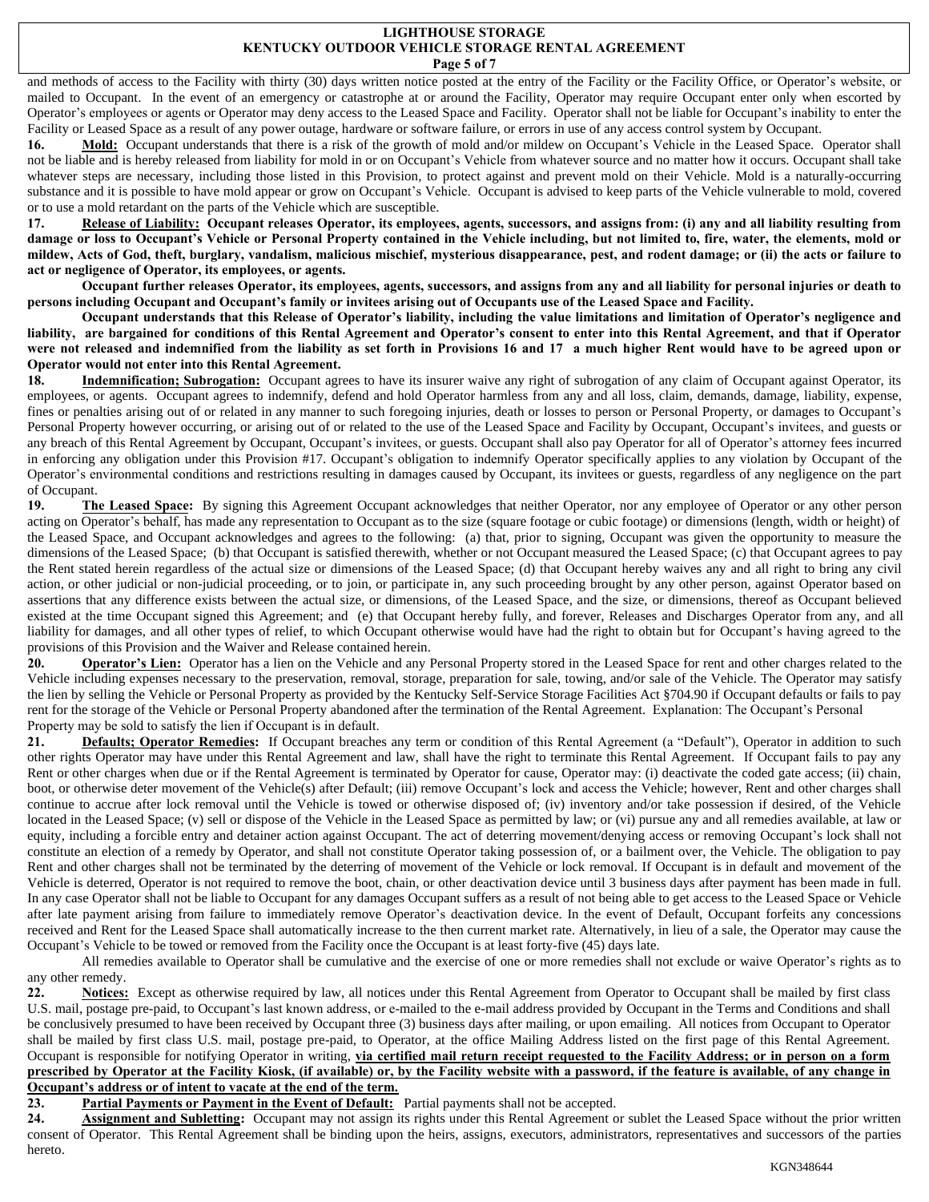and methods of access to the Facility with thirty (30) days written notice posted at the entry of the Facility or the Facility Office, or Operator's website, or mailed to Occupant. In the event of an emergency or catastrophe at or around the Facility, Operator may require Occupant enter only when escorted by Operator's employees or agents or Operator may deny access to the Leased Space and Facility. Operator shall not be liable for Occupant's inability to enter the Facility or Leased Space as a result of any power outage, hardware or software failure, or errors in use of any access control system by Occupant.

**16. Mold:** Occupant understands that there is a risk of the growth of mold and/or mildew on Occupant's Vehicle in the Leased Space. Operator shall not be liable and is hereby released from liability for mold in or on Occupant's Vehicle from whatever source and no matter how it occurs. Occupant shall take whatever steps are necessary, including those listed in this Provision, to protect against and prevent mold on their Vehicle. Mold is a naturally-occurring substance and it is possible to have mold appear or grow on Occupant's Vehicle. Occupant is advised to keep parts of the Vehicle vulnerable to mold, covered or to use a mold retardant on the parts of the Vehicle which are susceptible.

**17. Release of Liability: Occupant releases Operator, its employees, agents, successors, and assigns from: (i) any and all liability resulting from damage or loss to Occupant's Vehicle or Personal Property contained in the Vehicle including, but not limited to, fire, water, the elements, mold or mildew, Acts of God, theft, burglary, vandalism, malicious mischief, mysterious disappearance, pest, and rodent damage; or (ii) the acts or failure to act or negligence of Operator, its employees, or agents.**

**Occupant further releases Operator, its employees, agents, successors, and assigns from any and all liability for personal injuries or death to persons including Occupant and Occupant's family or invitees arising out of Occupants use of the Leased Space and Facility.**

**Occupant understands that this Release of Operator's liability, including the value limitations and limitation of Operator's negligence and liability, are bargained for conditions of this Rental Agreement and Operator's consent to enter into this Rental Agreement, and that if Operator were not released and indemnified from the liability as set forth in Provisions 16 and 17 a much higher Rent would have to be agreed upon or Operator would not enter into this Rental Agreement.**

**18. Indemnification; Subrogation:** Occupant agrees to have its insurer waive any right of subrogation of any claim of Occupant against Operator, its employees, or agents. Occupant agrees to indemnify, defend and hold Operator harmless from any and all loss, claim, demands, damage, liability, expense, fines or penalties arising out of or related in any manner to such foregoing injuries, death or losses to person or Personal Property, or damages to Occupant's Personal Property however occurring, or arising out of or related to the use of the Leased Space and Facility by Occupant, Occupant's invitees, and guests or any breach of this Rental Agreement by Occupant, Occupant's invitees, or guests. Occupant shall also pay Operator for all of Operator's attorney fees incurred in enforcing any obligation under this Provision #17. Occupant's obligation to indemnify Operator specifically applies to any violation by Occupant of the Operator's environmental conditions and restrictions resulting in damages caused by Occupant, its invitees or guests, regardless of any negligence on the part of Occupant.

**19. The Leased Space:** By signing this Agreement Occupant acknowledges that neither Operator, nor any employee of Operator or any other person acting on Operator's behalf, has made any representation to Occupant as to the size (square footage or cubic footage) or dimensions (length, width or height) of the Leased Space, and Occupant acknowledges and agrees to the following: (a) that, prior to signing, Occupant was given the opportunity to measure the dimensions of the Leased Space; (b) that Occupant is satisfied therewith, whether or not Occupant measured the Leased Space; (c) that Occupant agrees to pay the Rent stated herein regardless of the actual size or dimensions of the Leased Space; (d) that Occupant hereby waives any and all right to bring any civil action, or other judicial or non-judicial proceeding, or to join, or participate in, any such proceeding brought by any other person, against Operator based on assertions that any difference exists between the actual size, or dimensions, of the Leased Space, and the size, or dimensions, thereof as Occupant believed existed at the time Occupant signed this Agreement; and (e) that Occupant hereby fully, and forever, Releases and Discharges Operator from any, and all liability for damages, and all other types of relief, to which Occupant otherwise would have had the right to obtain but for Occupant's having agreed to the provisions of this Provision and the Waiver and Release contained herein.

**20. Operator's Lien:** Operator has a lien on the Vehicle and any Personal Property stored in the Leased Space for rent and other charges related to the Vehicle including expenses necessary to the preservation, removal, storage, preparation for sale, towing, and/or sale of the Vehicle. The Operator may satisfy the lien by selling the Vehicle or Personal Property as provided by the Kentucky Self-Service Storage Facilities Act §704.90 if Occupant defaults or fails to pay rent for the storage of the Vehicle or Personal Property abandoned after the termination of the Rental Agreement. Explanation: The Occupant's Personal Property may be sold to satisfy the lien if Occupant is in default.

**21. Defaults; Operator Remedies:** If Occupant breaches any term or condition of this Rental Agreement (a "Default"), Operator in addition to such other rights Operator may have under this Rental Agreement and law, shall have the right to terminate this Rental Agreement. If Occupant fails to pay any Rent or other charges when due or if the Rental Agreement is terminated by Operator for cause, Operator may: (i) deactivate the coded gate access; (ii) chain, boot, or otherwise deter movement of the Vehicle(s) after Default; (iii) remove Occupant's lock and access the Vehicle; however, Rent and other charges shall continue to accrue after lock removal until the Vehicle is towed or otherwise disposed of; (iv) inventory and/or take possession if desired, of the Vehicle located in the Leased Space; (v) sell or dispose of the Vehicle in the Leased Space as permitted by law; or (vi) pursue any and all remedies available, at law or equity, including a forcible entry and detainer action against Occupant. The act of deterring movement/denying access or removing Occupant's lock shall not constitute an election of a remedy by Operator, and shall not constitute Operator taking possession of, or a bailment over, the Vehicle. The obligation to pay Rent and other charges shall not be terminated by the deterring of movement of the Vehicle or lock removal. If Occupant is in default and movement of the Vehicle is deterred, Operator is not required to remove the boot, chain, or other deactivation device until 3 business days after payment has been made in full. In any case Operator shall not be liable to Occupant for any damages Occupant suffers as a result of not being able to get access to the Leased Space or Vehicle after late payment arising from failure to immediately remove Operator's deactivation device. In the event of Default, Occupant forfeits any concessions received and Rent for the Leased Space shall automatically increase to the then current market rate. Alternatively, in lieu of a sale, the Operator may cause the Occupant's Vehicle to be towed or removed from the Facility once the Occupant is at least forty-five (45) days late.

All remedies available to Operator shall be cumulative and the exercise of one or more remedies shall not exclude or waive Operator's rights as to any other remedy.

**22. Notices:** Except as otherwise required by law, all notices under this Rental Agreement from Operator to Occupant shall be mailed by first class U.S. mail, postage pre-paid, to Occupant's last known address, or e-mailed to the e-mail address provided by Occupant in the Terms and Conditions and shall be conclusively presumed to have been received by Occupant three (3) business days after mailing, or upon emailing. All notices from Occupant to Operator shall be mailed by first class U.S. mail, postage pre-paid, to Operator, at the office Mailing Address listed on the first page of this Rental Agreement. Occupant is responsible for notifying Operator in writing, **via certified mail return receipt requested to the Facility Address; or in person on a form prescribed by Operator at the Facility Kiosk, (if available) or, by the Facility website with a password, if the feature is available, of any change in Occupant's address or of intent to vacate at the end of the term.**

**23. Partial Payments or Payment in the Event of Default:** Partial payments shall not be accepted.

**24. Assignment and Subletting:** Occupant may not assign its rights under this Rental Agreement or sublet the Leased Space without the prior written consent of Operator. This Rental Agreement shall be binding upon the heirs, assigns, executors, administrators, representatives and successors of the parties hereto.

KGN348644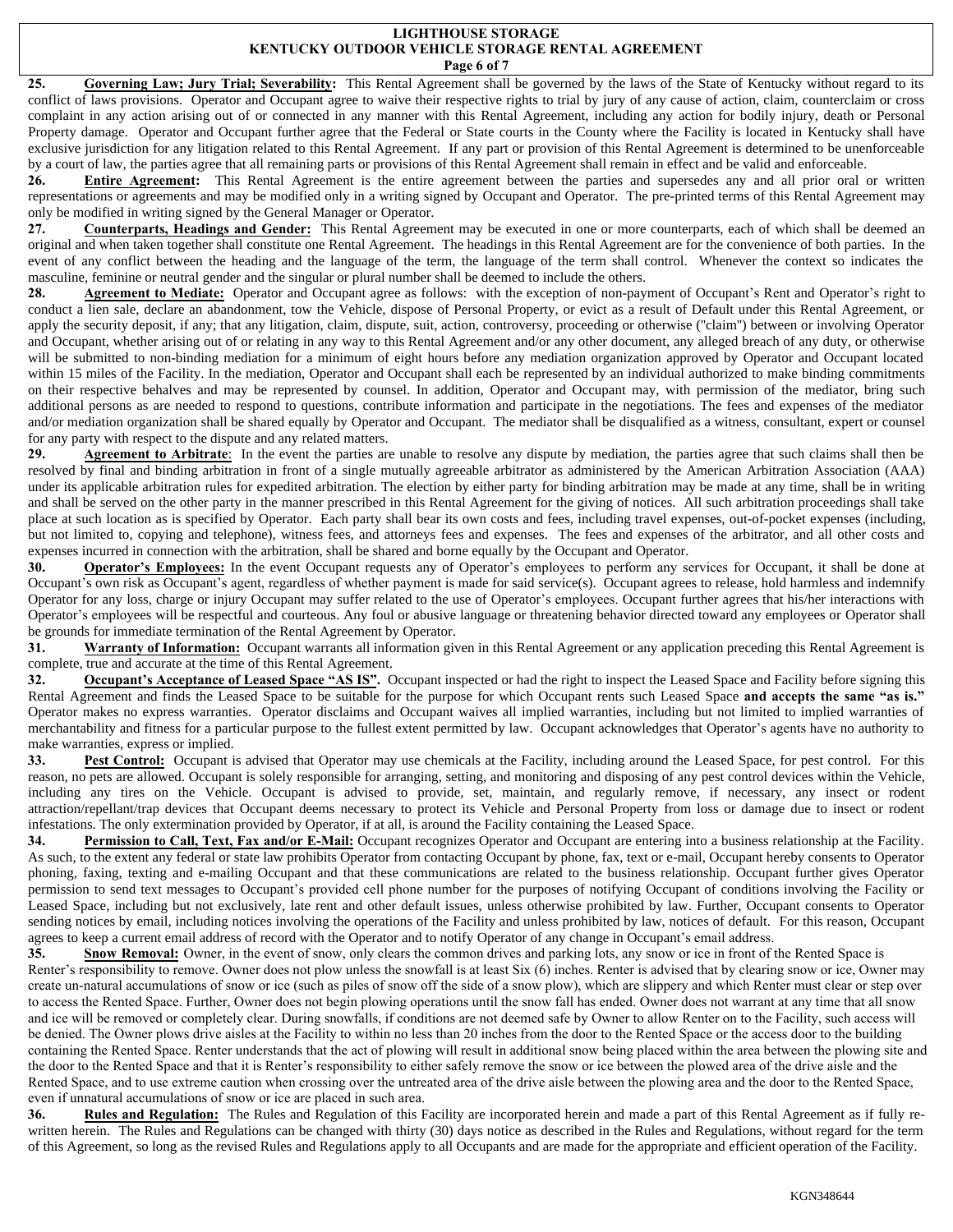**25. Governing Law; Jury Trial; Severability:** This Rental Agreement shall be governed by the laws of the State of Kentucky without regard to its conflict of laws provisions. Operator and Occupant agree to waive their respective rights to trial by jury of any cause of action, claim, counterclaim or cross complaint in any action arising out of or connected in any manner with this Rental Agreement, including any action for bodily injury, death or Personal Property damage. Operator and Occupant further agree that the Federal or State courts in the County where the Facility is located in Kentucky shall have exclusive jurisdiction for any litigation related to this Rental Agreement. If any part or provision of this Rental Agreement is determined to be unenforceable by a court of law, the parties agree that all remaining parts or provisions of this Rental Agreement shall remain in effect and be valid and enforceable.

**26. Entire Agreement:** This Rental Agreement is the entire agreement between the parties and supersedes any and all prior oral or written representations or agreements and may be modified only in a writing signed by Occupant and Operator. The pre-printed terms of this Rental Agreement may only be modified in writing signed by the General Manager or Operator.

**27. Counterparts, Headings and Gender:** This Rental Agreement may be executed in one or more counterparts, each of which shall be deemed an original and when taken together shall constitute one Rental Agreement. The headings in this Rental Agreement are for the convenience of both parties. In the event of any conflict between the heading and the language of the term, the language of the term shall control. Whenever the context so indicates the masculine, feminine or neutral gender and the singular or plural number shall be deemed to include the others.

**28. Agreement to Mediate:** Operator and Occupant agree as follows: with the exception of non-payment of Occupant's Rent and Operator's right to conduct a lien sale, declare an abandonment, tow the Vehicle, dispose of Personal Property, or evict as a result of Default under this Rental Agreement, or apply the security deposit, if any; that any litigation, claim, dispute, suit, action, controversy, proceeding or otherwise ("claim") between or involving Operator and Occupant, whether arising out of or relating in any way to this Rental Agreement and/or any other document, any alleged breach of any duty, or otherwise will be submitted to non-binding mediation for a minimum of eight hours before any mediation organization approved by Operator and Occupant located within 15 miles of the Facility. In the mediation, Operator and Occupant shall each be represented by an individual authorized to make binding commitments on their respective behalves and may be represented by counsel. In addition, Operator and Occupant may, with permission of the mediator, bring such additional persons as are needed to respond to questions, contribute information and participate in the negotiations. The fees and expenses of the mediator and/or mediation organization shall be shared equally by Operator and Occupant. The mediator shall be disqualified as a witness, consultant, expert or counsel for any party with respect to the dispute and any related matters.

**29. Agreement to Arbitrate**: In the event the parties are unable to resolve any dispute by mediation, the parties agree that such claims shall then be resolved by final and binding arbitration in front of a single mutually agreeable arbitrator as administered by the American Arbitration Association (AAA) under its applicable arbitration rules for expedited arbitration. The election by either party for binding arbitration may be made at any time, shall be in writing and shall be served on the other party in the manner prescribed in this Rental Agreement for the giving of notices. All such arbitration proceedings shall take place at such location as is specified by Operator. Each party shall bear its own costs and fees, including travel expenses, out-of-pocket expenses (including, but not limited to, copying and telephone), witness fees, and attorneys fees and expenses. The fees and expenses of the arbitrator, and all other costs and expenses incurred in connection with the arbitration, shall be shared and borne equally by the Occupant and Operator.

**30. Operator's Employees:** In the event Occupant requests any of Operator's employees to perform any services for Occupant, it shall be done at Occupant's own risk as Occupant's agent, regardless of whether payment is made for said service(s). Occupant agrees to release, hold harmless and indemnify Operator for any loss, charge or injury Occupant may suffer related to the use of Operator's employees. Occupant further agrees that his/her interactions with Operator's employees will be respectful and courteous. Any foul or abusive language or threatening behavior directed toward any employees or Operator shall be grounds for immediate termination of the Rental Agreement by Operator.

**31. Warranty of Information:** Occupant warrants all information given in this Rental Agreement or any application preceding this Rental Agreement is complete, true and accurate at the time of this Rental Agreement.

**32. Occupant's Acceptance of Leased Space "AS IS".** Occupant inspected or had the right to inspect the Leased Space and Facility before signing this Rental Agreement and finds the Leased Space to be suitable for the purpose for which Occupant rents such Leased Space **and accepts the same "as is."** Operator makes no express warranties. Operator disclaims and Occupant waives all implied warranties, including but not limited to implied warranties of merchantability and fitness for a particular purpose to the fullest extent permitted by law. Occupant acknowledges that Operator's agents have no authority to make warranties, express or implied.

**33. Pest Control:** Occupant is advised that Operator may use chemicals at the Facility, including around the Leased Space, for pest control. For this reason, no pets are allowed. Occupant is solely responsible for arranging, setting, and monitoring and disposing of any pest control devices within the Vehicle, including any tires on the Vehicle. Occupant is advised to provide, set, maintain, and regularly remove, if necessary, any insect or rodent attraction/repellant/trap devices that Occupant deems necessary to protect its Vehicle and Personal Property from loss or damage due to insect or rodent infestations. The only extermination provided by Operator, if at all, is around the Facility containing the Leased Space.

**34. Permission to Call, Text, Fax and/or E-Mail:** Occupant recognizes Operator and Occupant are entering into a business relationship at the Facility. As such, to the extent any federal or state law prohibits Operator from contacting Occupant by phone, fax, text or e-mail, Occupant hereby consents to Operator phoning, faxing, texting and e-mailing Occupant and that these communications are related to the business relationship. Occupant further gives Operator permission to send text messages to Occupant's provided cell phone number for the purposes of notifying Occupant of conditions involving the Facility or Leased Space, including but not exclusively, late rent and other default issues, unless otherwise prohibited by law. Further, Occupant consents to Operator sending notices by email, including notices involving the operations of the Facility and unless prohibited by law, notices of default. For this reason, Occupant agrees to keep a current email address of record with the Operator and to notify Operator of any change in Occupant's email address.

**35. Snow Removal:** Owner, in the event of snow, only clears the common drives and parking lots, any snow or ice in front of the Rented Space is Renter's responsibility to remove. Owner does not plow unless the snowfall is at least Six (6) inches. Renter is advised that by clearing snow or ice, Owner may create un-natural accumulations of snow or ice (such as piles of snow off the side of a snow plow), which are slippery and which Renter must clear or step over to access the Rented Space. Further, Owner does not begin plowing operations until the snow fall has ended. Owner does not warrant at any time that all snow and ice will be removed or completely clear. During snowfalls, if conditions are not deemed safe by Owner to allow Renter on to the Facility, such access will be denied. The Owner plows drive aisles at the Facility to within no less than 20 inches from the door to the Rented Space or the access door to the building containing the Rented Space. Renter understands that the act of plowing will result in additional snow being placed within the area between the plowing site and the door to the Rented Space and that it is Renter's responsibility to either safely remove the snow or ice between the plowed area of the drive aisle and the Rented Space, and to use extreme caution when crossing over the untreated area of the drive aisle between the plowing area and the door to the Rented Space, even if unnatural accumulations of snow or ice are placed in such area.

**36. Rules and Regulation:** The Rules and Regulation of this Facility are incorporated herein and made a part of this Rental Agreement as if fully re-written herein. The Rules and Regulations can be changed with thirty (30) days notice as described in the Rules and Regulations, without regard for the term of this Agreement, so long as the revised Rules and Regulations apply to all Occupants and are made for the appropriate and efficient operation of the Facility.

KGN348644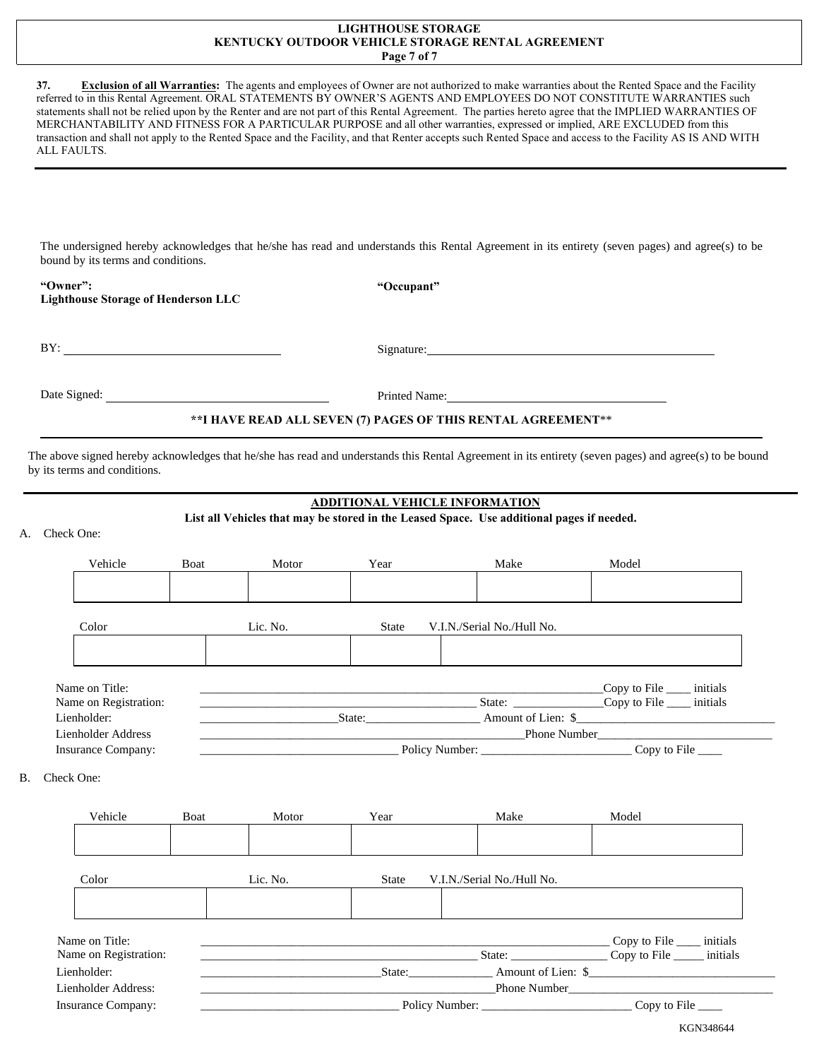**37. Exclusion of all Warranties:** The agents and employees of Owner are not authorized to make warranties about the Rented Space and the Facility referred to in this Rental Agreement. ORAL STATEMENTS BY OWNER'S AGENTS AND EMPLOYEES DO NOT CONSTITUTE WARRANTIES such statements shall not be relied upon by the Renter and are not part of this Rental Agreement. The parties hereto agree that the IMPLIED WARRANTIES OF MERCHANTABILITY AND FITNESS FOR A PARTICULAR PURPOSE and all other warranties, expressed or implied, ARE EXCLUDED from this transaction and shall not apply to the Rented Space and the Facility, and that Renter accepts such Rented Space and access to the Facility AS IS AND WITH ALL FAULTS.

---

The undersigned hereby acknowledges that he/she has read and understands this Rental Agreement in its entirety (seven pages) and agree(s) to be bound by its terms and conditions.

**"Owner":**
**Lighthouse Storage of Henderson LLC**

BY: ______________________________

Date Signed: ______________________________

**"Occupant"**

Signature: ______________________________

Printed Name: ______________________________

**\*\*I HAVE READ ALL SEVEN (7) PAGES OF THIS RENTAL AGREEMENT\*\***

The above signed hereby acknowledges that he/she has read and understands this Rental Agreement in its entirety (seven pages) and agree(s) to be bound by its terms and conditions.

---

## ADDITIONAL VEHICLE INFORMATION

**List all Vehicles that may be stored in the Leased Space. Use additional pages if needed.**

A. Check One:

| Vehicle | Boat | Motor | Year | Make | Model |
|---|---|---|---|---|---|
| | | | | | |

| Color | Lic. No. | State | V.I.N./Serial No./Hull No. |
|---|---|---|---|
| | | | |

Name on Title: ______________________________ Copy to File ____ initials

Name on Registration: ______________________________ State: ______________ Copy to File ____ initials

Lienholder: ______________________ State: ______________ Amount of Lien: $______________________

Lienholder Address ______________________________ Phone Number ______________________

Insurance Company: ______________________ Policy Number: ______________________ Copy to File ____

B. Check One:

| Vehicle | Boat | Motor | Year | Make | Model |
|---|---|---|---|---|---|
| | | | | | |

| Color | Lic. No. | State | V.I.N./Serial No./Hull No. |
|---|---|---|---|
| | | | |

Name on Title: ______________________________ Copy to File ____ initials

Name on Registration: ______________________________ State: ______________ Copy to File _____ initials

Lienholder: ______________________ State: ______________ Amount of Lien: $______________________

Lienholder Address: ______________________________ Phone Number ______________________

Insurance Company: ______________________ Policy Number: ______________________ Copy to File ____

KGN348644